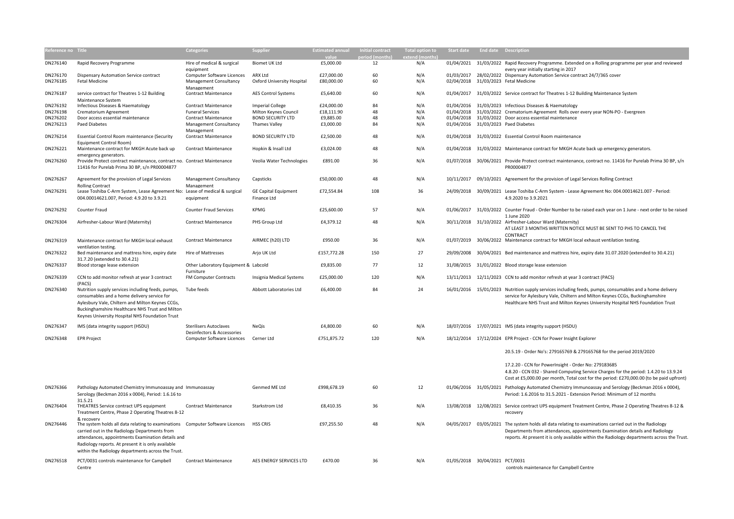| Reference no | Title | Categories | Supplier | Estimated annual value | Initial contract period (months) | Total option to extend (months) | Start date | End date | Description |
|---|---|---|---|---|---|---|---|---|---|
| DN276140 | Rapid Recovery Programme | Hire of medical & surgical equipment | Biomet UK Ltd | £5,000.00 | 12 | N/A | 01/04/2021 | 31/03/2022 | Rapid Recovery Programme. Extended on a Rolling programme per year and reviewed every year initially starting in 2017 |
| DN276170 | Dispensary Automation Service contract | Computer Software Licences | ARX Ltd | £27,000.00 | 60 | N/A | 01/03/2017 | 28/02/2022 | Dispensary Automation Service contract 24/7/365 cover |
| DN276185 | Fetal Medicine | Management Consultancy Management | Oxford University Hospital | £80,000.00 | 60 | N/A | 02/04/2018 | 31/03/2023 | Fetal Medicine |
| DN276187 | service contract for Theatres 1-12 Building Maintenance System | Contract Maintenance | AES Control Systems | £5,640.00 | 60 | N/A | 01/04/2017 | 31/03/2022 | Service contract for Theatres 1-12 Building Maintenance System |
| DN276192 | Infectious Diseases & Haematology | Contract Maintenance | Imperial College | £24,000.00 | 84 | N/A | 01/04/2016 | 31/03/2023 | Infectious Diseases & Haematology |
| DN276198 | Crematorium Agreement | Funeral Services | Milton Keynes Council | £18,111.90 | 48 | N/A | 01/04/2018 | 31/03/2022 | Crematorium Agreement Rolls over every year NON-PO - Evergreen |
| DN276202 | Door access essential maintenance | Contract Maintenance | BOND SECURITY LTD | £9,885.00 | 48 | N/A | 01/04/2018 | 31/03/2022 | Door access essential maintenance |
| DN276213 | Paed Diabetes | Management Consultancy Management | Thames Valley | £3,000.00 | 84 | N/A | 01/04/2016 | 31/03/2023 | Paed Diabetes |
| DN276214 | Essential Control Room maintenance (Security Equipment Control Room) | Contract Maintenance | BOND SECURITY LTD | £2,500.00 | 48 | N/A | 01/04/2018 | 31/03/2022 | Essential Control Room maintenance |
| DN276221 | Maintenance contract for MKGH Acute back up emergency generators. | Contract Maintenance | Hopkin & Insall Ltd | £3,024.00 | 48 | N/A | 01/04/2018 | 31/03/2022 | Maintenance contract for MKGH Acute back up emergency generators. |
| DN276260 | Provide Protect contract maintenance, contract no. 11416 for Purelab Prima 30 BP, s/n PR00004877 | Contract Maintenance | Veolia Water Technologies | £891.00 | 36 | N/A | 01/07/2018 | 30/06/2021 | Provide Protect contract maintenance, contract no. 11416 for Purelab Prima 30 BP, s/n PR00004877 |
| DN276267 | Agreement for the provision of Legal Services Rolling Contract | Management Consultancy Management | Capsticks | £50,000.00 | 48 | N/A | 10/11/2017 | 09/10/2021 | Agreement for the provision of Legal Services Rolling Contract |
| DN276291 | Lease Toshiba C-Arm System, Lease Agreement No: 004.00014621.007, Period: 4.9.20 to 3.9.21 | Lease of medical & surgical equipment | GE Capital Equipment Finance Ltd | £72,554.84 | 108 | 36 | 24/09/2018 | 30/09/2021 | Lease Toshiba C-Arm System - Lease Agreement No: 004.00014621.007 - Period: 4.9.2020 to 3.9.2021 |
| DN276292 | Counter Fraud | Counter Fraud Services | KPMG | £25,600.00 | 57 | N/A | 01/06/2017 | 31/03/2022 | Counter Fraud - Order Number to be raised each year on 1 June - next order to be raised 1 June 2020 |
| DN276304 | Airfresher-Labour Ward (Maternity) | Contract Maintenance | PHS Group Ltd | £4,379.12 | 48 | N/A | 30/11/2018 | 31/10/2022 | Airfresher-Labour Ward (Maternity) AT LEAST 3 MONTHS WRITTEN NOTICE MUST BE SENT TO PHS TO CANCEL THE CONTRACT |
| DN276319 | Maintenance contract for MKGH local exhaust ventilation testing. | Contract Maintenance | AIRMEC (h20) LTD | £950.00 | 36 | N/A | 01/07/2019 | 30/06/2022 | Maintenance contract for MKGH local exhaust ventilation testing. |
| DN276322 | Bed maintenance and mattress hire, expiry date 31.7.20 (extended to 30.4.21) | Hire of Mattresses | Arjo UK Ltd | £157,772.28 | 150 | 27 | 29/09/2008 | 30/04/2021 | Bed maintenance and mattress hire, expiry date 31.07.2020 (extended to 30.4.21) |
| DN276337 | Blood storage lease extension | Other Laboratory Equipment & Furniture | Labcold | £9,835.00 | 77 | 12 | 31/08/2015 | 31/01/2022 | Blood storage lease extension |
| DN276339 | CCN to add monitor refresh at year 3 contract (PACS) | FM Computer Contracts | Insignia Medical Systems | £25,000.00 | 120 | N/A | 13/11/2013 | 12/11/2023 | CCN to add monitor refresh at year 3 contract (PACS) |
| DN276340 | Nutrition supply services including feeds, pumps, consumables and a home delivery service for Aylesbury Vale, Chiltern and Milton Keynes CCGs, Buckinghamshire Healthcare NHS Trust and Milton Keynes University Hospital NHS Foundation Trust | Tube feeds | Abbott Laboratories Ltd | £6,400.00 | 84 | 24 | 16/01/2016 | 15/01/2023 | Nutrition supply services including feeds, pumps, consumables and a home delivery service for Aylesbury Vale, Chiltern and Milton Keynes CCGs, Buckinghamshire Healthcare NHS Trust and Milton Keynes University Hospital NHS Foundation Trust |
| DN276347 | IMS (data integrity support (HSDU) | Sterilisers Autoclaves Desinfectors & Accessories | NeQis | £4,800.00 | 60 | N/A | 18/07/2016 | 17/07/2021 | IMS (data integrity support (HSDU) |
| DN276348 | EPR Project | Computer Software Licences | Cerner Ltd | £751,875.72 | 120 | N/A | 18/12/2014 | 17/12/2024 | EPR Project - CCN for Power Insight Explorer<br><br>20.5.19 - Order No's: 279165769 & 279165768 for the period 2019/2020<br><br>17.2.20 - CCN for PowerInsight - Order No: 279183685<br>4.8.20 - CCN 032 - Shared Computing Service Charges for the period: 1.4.20 to 13.9.24 Cost at £5,000.00 per month, Total cost for the period: £270,000.00 (to be paid upfront) |
| DN276366 | Pathology Automated Chemistry Immunoassay and Serology (Beckman 2016 x 0004), Period: 1.6.16 to 31.5.21 | Immunoassay | Genmed ME Ltd | £998,678.19 | 60 | 12 | 01/06/2016 | 31/05/2021 | Pathology Automated Chemistry Immunoassay and Serology (Beckman 2016 x 0004), Period: 1.6.2016 to 31.5.2021 - Extension Period: Minimum of 12 months |
| DN276404 | THEATRES Service contract UPS equipment Treatment Centre, Phase 2 Operating Theatres 8-12 & recovery | Contract Maintenance | Starkstrom Ltd | £8,410.35 | 36 | N/A | 13/08/2018 | 12/08/2021 | Service contract UPS equipment Treatment Centre, Phase 2 Operating Theatres 8-12 & recovery |
| DN276446 | The system holds all data relating to examinations carried out in the Radiology Departments from attendances, appointments Examination details and Radiology reports. At present it is only available within the Radiology departments across the Trust. | Computer Software Licences | HSS CRIS | £97,255.50 | 48 | N/A | 04/05/2017 | 03/05/2021 | The system holds all data relating to examinations carried out in the Radiology Departments from attendances, appointments Examination details and Radiology reports. At present it is only available within the Radiology departments across the Trust. |
| DN276518 | PCT/0031 controls maintenance for Campbell Centre | Contract Maintenance | AES ENERGY SERVICES LTD | £470.00 | 36 | N/A | 01/05/2018 | 30/04/2021 | PCT/0031<br>controls maintenance for Campbell Centre |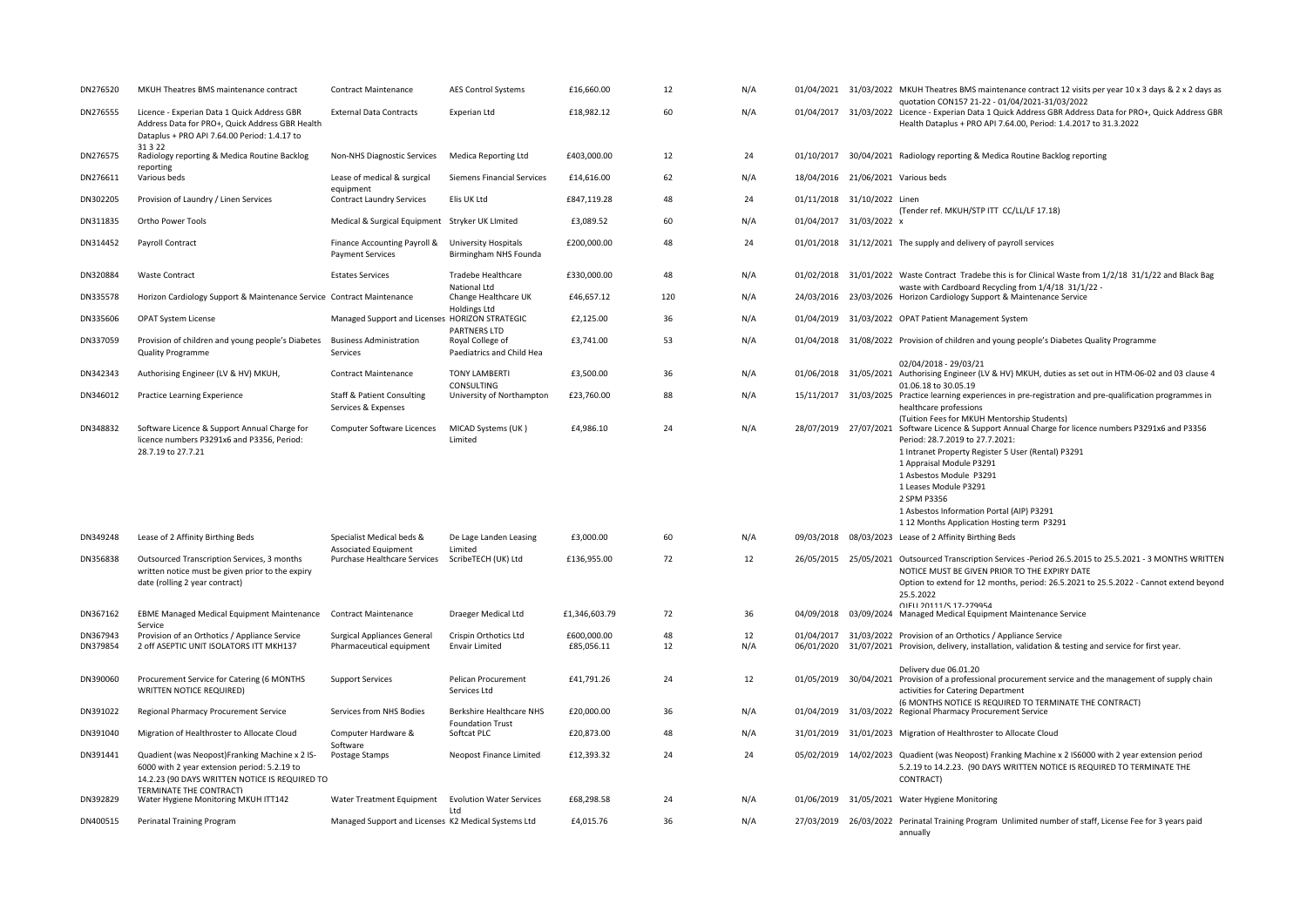| | | | | | | | | | |
|---|---|---|---|---|---|---|---|---|---|
| DN276520 | MKUH Theatres BMS maintenance contract | Contract Maintenance | AES Control Systems | £16,660.00 | 12 | N/A | 01/04/2021 | 31/03/2022 | MKUH Theatres BMS maintenance contract 12 visits per year 10 x 3 days & 2 x 2 days as quotation CON157 21-22 - 01/04/2021-31/03/2022 |
| DN276555 | Licence - Experian Data 1 Quick Address GBR Address Data for PRO+, Quick Address GBR Health Dataplus + PRO API 7.64.00 Period: 1.4.17 to 31 3 22 | External Data Contracts | Experian Ltd | £18,982.12 | 60 | N/A | 01/04/2017 | 31/03/2022 | Licence - Experian Data 1 Quick Address GBR Address Data for PRO+, Quick Address GBR Health Dataplus + PRO API 7.64.00, Period: 1.4.2017 to 31.3.2022 |
| DN276575 | Radiology reporting & Medica Routine Backlog reporting | Non-NHS Diagnostic Services | Medica Reporting Ltd | £403,000.00 | 12 | 24 | 01/10/2017 | 30/04/2021 | Radiology reporting & Medica Routine Backlog reporting |
| DN276611 | Various beds | Lease of medical & surgical equipment | Siemens Financial Services | £14,616.00 | 62 | N/A | 18/04/2016 | 21/06/2021 | Various beds |
| DN302205 | Provision of Laundry / Linen Services | Contract Laundry Services | Elis UK Ltd | £847,119.28 | 48 | 24 | 01/11/2018 | 31/10/2022 | Linen (Tender ref. MKUH/STP ITT CC/LL/LF 17.18) |
| DN311835 | Ortho Power Tools | Medical & Surgical Equipment | Stryker UK LImited | £3,089.52 | 60 | N/A | 01/04/2017 | 31/03/2022 | x |
| DN314452 | Payroll Contract | Finance Accounting Payroll & Payment Services | University Hospitals Birmingham NHS Founda | £200,000.00 | 48 | 24 | 01/01/2018 | 31/12/2021 | The supply and delivery of payroll services |
| DN320884 | Waste Contract | Estates Services | Tradebe Healthcare National Ltd | £330,000.00 | 48 | N/A | 01/02/2018 | 31/01/2022 | Waste Contract Tradebe this is for Clinical Waste from 1/2/18 31/1/22 and Black Bag waste with Cardboard Recycling from 1/4/18 31/1/22 - |
| DN335578 | Horizon Cardiology Support & Maintenance Service | Contract Maintenance | Change Healthcare UK Holdings Ltd | £46,657.12 | 120 | N/A | 24/03/2016 | 23/03/2026 | Horizon Cardiology Support & Maintenance Service |
| DN335606 | OPAT System License | Managed Support and Licenses | HORIZON STRATEGIC PARTNERS LTD | £2,125.00 | 36 | N/A | 01/04/2019 | 31/03/2022 | OPAT Patient Management System |
| DN337059 | Provision of children and young people's Diabetes Quality Programme | Business Administration Services | Royal College of Paediatrics and Child Hea | £3,741.00 | 53 | N/A | 01/04/2018 | 31/08/2022 | Provision of children and young people's Diabetes Quality Programme<br>02/04/2018 - 29/03/21 |
| DN342343 | Authorising Engineer (LV & HV) MKUH, | Contract Maintenance | TONY LAMBERTI CONSULTING | £3,500.00 | 36 | N/A | 01/06/2018 | 31/05/2021 | Authorising Engineer (LV & HV) MKUH, duties as set out in HTM-06-02 and 03 clause 4 01.06.18 to 30.05.19 |
| DN346012 | Practice Learning Experience | Staff & Patient Consulting Services & Expenses | University of Northampton | £23,760.00 | 88 | N/A | 15/11/2017 | 31/03/2025 | Practice learning experiences in pre-registration and pre-qualification programmes in healthcare professions (Tuition Fees for MKUH Mentorship Students) |
| DN348832 | Software Licence & Support Annual Charge for licence numbers P3291x6 and P3356, Period: 28.7.19 to 27.7.21 | Computer Software Licences | MICAD Systems (UK ) Limited | £4,986.10 | 24 | N/A | 28/07/2019 | 27/07/2021 | Software Licence & Support Annual Charge for licence numbers P3291x6 and P3356 Period: 28.7.2019 to 27.7.2021:<br>1 Intranet Property Register 5 User (Rental) P3291<br>1 Appraisal Module P3291<br>1 Asbestos Module P3291<br>1 Leases Module P3291<br>2 SPM P3356<br>1 Asbestos Information Portal (AIP) P3291<br>1 12 Months Application Hosting term P3291 |
| DN349248 | Lease of 2 Affinity Birthing Beds | Specialist Medical beds & Associated Equipment | De Lage Landen Leasing Limited | £3,000.00 | 60 | N/A | 09/03/2018 | 08/03/2023 | Lease of 2 Affinity Birthing Beds |
| DN356838 | Outsourced Transcription Services, 3 months written notice must be given prior to the expiry date (rolling 2 year contract) | Purchase Healthcare Services | ScribeTECH (UK) Ltd | £136,955.00 | 72 | 12 | 26/05/2015 | 25/05/2021 | Outsourced Transcription Services -Period 26.5.2015 to 25.5.2021 - 3 MONTHS WRITTEN NOTICE MUST BE GIVEN PRIOR TO THE EXPIRY DATE<br>Option to extend for 12 months, period: 26.5.2021 to 25.5.2022 - Cannot extend beyond 25.5.2022<br>OJEU 20111/S 17-279954 |
| DN367162 | EBME Managed Medical Equipment Maintenance Service | Contract Maintenance | Draeger Medical Ltd | £1,346,603.79 | 72 | 36 | 04/09/2018 | 03/09/2024 | Managed Medical Equipment Maintenance Service |
| DN367943 | Provision of an Orthotics / Appliance Service | Surgical Appliances General | Crispin Orthotics Ltd | £600,000.00 | 48 | 12 | 01/04/2017 | 31/03/2022 | Provision of an Orthotics / Appliance Service |
| DN379854 | 2 off ASEPTIC UNIT ISOLATORS ITT MKH137 | Pharmaceutical equipment | Envair Limited | £85,056.11 | 12 | N/A | 06/01/2020 | 31/07/2021 | Provision, delivery, installation, validation & testing and service for first year.<br>Delivery due 06.01.20 |
| DN390060 | Procurement Service for Catering (6 MONTHS WRITTEN NOTICE REQUIRED) | Support Services | Pelican Procurement Services Ltd | £41,791.26 | 24 | 12 | 01/05/2019 | 30/04/2021 | Provision of a professional procurement service and the management of supply chain activities for Catering Department (6 MONTHS NOTICE IS REQUIRED TO TERMINATE THE CONTRACT) |
| DN391022 | Regional Pharmacy Procurement Service | Services from NHS Bodies | Berkshire Healthcare NHS Foundation Trust | £20,000.00 | 36 | N/A | 01/04/2019 | 31/03/2022 | Regional Pharmacy Procurement Service |
| DN391040 | Migration of Healthroster to Allocate Cloud | Computer Hardware & Software | Softcat PLC | £20,873.00 | 48 | N/A | 31/01/2019 | 31/01/2023 | Migration of Healthroster to Allocate Cloud |
| DN391441 | Quadient (was Neopost)Franking Machine x 2 IS-6000 with 2 year extension period: 5.2.19 to 14.2.23 (90 DAYS WRITTEN NOTICE IS REQUIRED TO TERMINATE THE CONTRACT) | Postage Stamps | Neopost Finance Limited | £12,393.32 | 24 | 24 | 05/02/2019 | 14/02/2023 | Quadient (was Neopost) Franking Machine x 2 IS6000 with 2 year extension period 5.2.19 to 14.2.23. (90 DAYS WRITTEN NOTICE IS REQUIRED TO TERMINATE THE CONTRACT) |
| DN392829 | Water Hygiene Monitoring MKUH ITT142 | Water Treatment Equipment | Evolution Water Services Ltd | £68,298.58 | 24 | N/A | 01/06/2019 | 31/05/2021 | Water Hygiene Monitoring |
| DN400515 | Perinatal Training Program | Managed Support and Licenses | K2 Medical Systems Ltd | £4,015.76 | 36 | N/A | 27/03/2019 | 26/03/2022 | Perinatal Training Program Unlimited number of staff, License Fee for 3 years paid annually |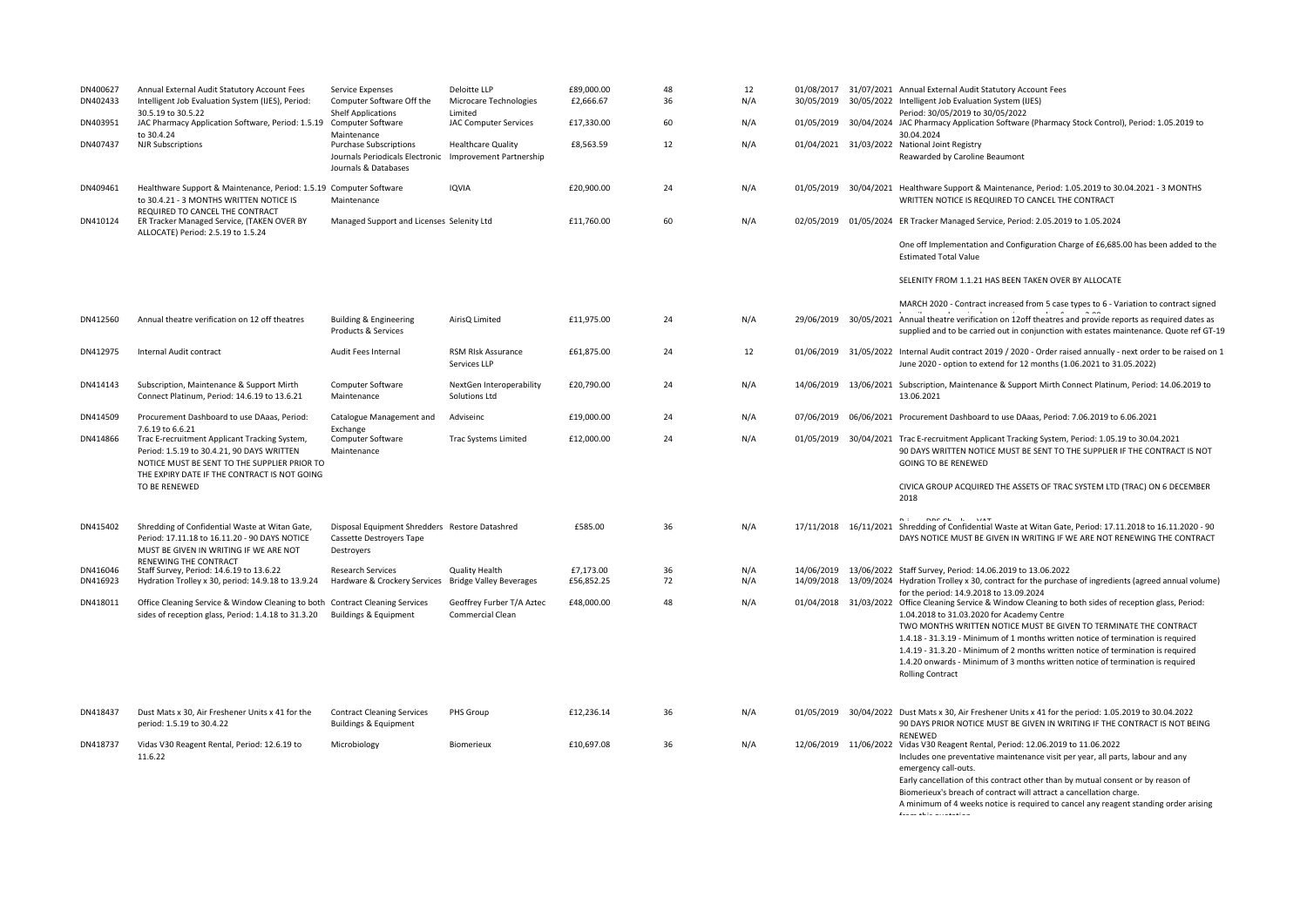| | | | | | | | | | |
|---|---|---|---|---|---|---|---|---|---|
| DN400627 | Annual External Audit Statutory Account Fees | Service Expenses | Deloitte LLP | £89,000.00 | 48 | 12 | 01/08/2017 | 31/07/2021 | Annual External Audit Statutory Account Fees |
| DN402433 | Intelligent Job Evaluation System (IJES), Period: 30.5.19 to 30.5.22 | Computer Software Off the Shelf Applications | Microcare Technologies Limited | £2,666.67 | 36 | N/A | 30/05/2019 | 30/05/2022 | Intelligent Job Evaluation System (IJES) Period: 30/05/2019 to 30/05/2022 |
| DN403951 | JAC Pharmacy Application Software, Period: 1.5.19 to 30.4.24 | Computer Software Maintenance | JAC Computer Services | £17,330.00 | 60 | N/A | 01/05/2019 | 30/04/2024 | JAC Pharmacy Application Software (Pharmacy Stock Control), Period: 1.05.2019 to 30.04.2024 |
| DN407437 | NJR Subscriptions | Purchase Subscriptions Journals Periodicals Electronic Journals & Databases | Healthcare Quality Improvement Partnership | £8,563.59 | 12 | N/A | 01/04/2021 | 31/03/2022 | National Joint Registry Reawarded by Caroline Beaumont |
| DN409461 | Healthware Support & Maintenance, Period: 1.5.19 to 30.4.21 - 3 MONTHS WRITTEN NOTICE IS REQUIRED TO CANCEL THE CONTRACT | Computer Software Maintenance | IQVIA | £20,900.00 | 24 | N/A | 01/05/2019 | 30/04/2021 | Healthware Support & Maintenance, Period: 1.05.2019 to 30.04.2021 - 3 MONTHS WRITTEN NOTICE IS REQUIRED TO CANCEL THE CONTRACT |
| DN410124 | ER Tracker Managed Service, (TAKEN OVER BY ALLOCATE) Period: 2.5.19 to 1.5.24 | Managed Support and Licenses | Selenity Ltd | £11,760.00 | 60 | N/A | 02/05/2019 | 01/05/2024 | ER Tracker Managed Service, Period: 2.05.2019 to 1.05.2024<br><br>One off Implementation and Configuration Charge of £6,685.00 has been added to the Estimated Total Value<br><br>SELENITY FROM 1.1.21 HAS BEEN TAKEN OVER BY ALLOCATE<br><br>MARCH 2020 - Contract increased from 5 case types to 6 - Variation to contract signed |
| DN412560 | Annual theatre verification on 12 off theatres | Building & Engineering Products & Services | AirisQ Limited | £11,975.00 | 24 | N/A | 29/06/2019 | 30/05/2021 | Annual theatre verification on 12off theatres and provide reports as required dates as supplied and to be carried out in conjunction with estates maintenance. Quote ref GT-19 |
| DN412975 | Internal Audit contract | Audit Fees Internal | RSM RIsk Assurance Services LLP | £61,875.00 | 24 | 12 | 01/06/2019 | 31/05/2022 | Internal Audit contract 2019 / 2020 - Order raised annually - next order to be raised on 1 June 2020 - option to extend for 12 months (1.06.2021 to 31.05.2022) |
| DN414143 | Subscription, Maintenance & Support Mirth Connect Platinum, Period: 14.6.19 to 13.6.21 | Computer Software Maintenance | NextGen Interoperability Solutions Ltd | £20,790.00 | 24 | N/A | 14/06/2019 | 13/06/2021 | Subscription, Maintenance & Support Mirth Connect Platinum, Period: 14.06.2019 to 13.06.2021 |
| DN414509 | Procurement Dashboard to use DAaas, Period: 7.6.19 to 6.6.21 | Catalogue Management and Exchange | Adviseinc | £19,000.00 | 24 | N/A | 07/06/2019 | 06/06/2021 | Procurement Dashboard to use DAaas, Period: 7.06.2019 to 6.06.2021 |
| DN414866 | Trac E-recruitment Applicant Tracking System, Period: 1.5.19 to 30.4.21, 90 DAYS WRITTEN NOTICE MUST BE SENT TO THE SUPPLIER PRIOR TO THE EXPIRY DATE IF THE CONTRACT IS NOT GOING TO BE RENEWED | Computer Software Maintenance | Trac Systems Limited | £12,000.00 | 24 | N/A | 01/05/2019 | 30/04/2021 | Trac E-recruitment Applicant Tracking System, Period: 1.05.19 to 30.04.2021 90 DAYS WRITTEN NOTICE MUST BE SENT TO THE SUPPLIER IF THE CONTRACT IS NOT GOING TO BE RENEWED<br><br>CIVICA GROUP ACQUIRED THE ASSETS OF TRAC SYSTEM LTD (TRAC) ON 6 DECEMBER 2018 |
| DN415402 | Shredding of Confidential Waste at Witan Gate, Period: 17.11.18 to 16.11.20 - 90 DAYS NOTICE MUST BE GIVEN IN WRITING IF WE ARE NOT RENEWING THE CONTRACT | Disposal Equipment Shredders Cassette Destroyers Tape Destroyers | Restore Datashred | £585.00 | 36 | N/A | 17/11/2018 | 16/11/2021 | Shredding of Confidential Waste at Witan Gate, Period: 17.11.2018 to 16.11.2020 - 90 DAYS NOTICE MUST BE GIVEN IN WRITING IF WE ARE NOT RENEWING THE CONTRACT |
| DN416046 | Staff Survey, Period: 14.6.19 to 13.6.22 | Research Services | Quality Health | £7,173.00 | 36 | N/A | 14/06/2019 | 13/06/2022 | Staff Survey, Period: 14.06.2019 to 13.06.2022 |
| DN416923 | Hydration Trolley x 30, period: 14.9.18 to 13.9.24 | Hardware & Crockery Services | Bridge Valley Beverages | £56,852.25 | 72 | N/A | 14/09/2018 | 13/09/2024 | Hydration Trolley x 30, contract for the purchase of ingredients (agreed annual volume) for the period: 14.9.2018 to 13.09.2024 |
| DN418011 | Office Cleaning Service & Window Cleaning to both sides of reception glass, Period: 1.4.18 to 31.3.20 | Contract Cleaning Services Buildings & Equipment | Geoffrey Furber T/A Aztec Commercial Clean | £48,000.00 | 48 | N/A | 01/04/2018 | 31/03/2022 | Office Cleaning Service & Window Cleaning to both sides of reception glass, Period: 1.04.2018 to 31.03.2020 for Academy Centre<br>TWO MONTHS WRITTEN NOTICE MUST BE GIVEN TO TERMINATE THE CONTRACT<br>1.4.18 - 31.3.19 - Minimum of 1 months written notice of termination is required<br>1.4.19 - 31.3.20 - Minimum of 2 months written notice of termination is required<br>1.4.20 onwards - Minimum of 3 months written notice of termination is required<br>Rolling Contract |
| DN418437 | Dust Mats x 30, Air Freshener Units x 41 for the period: 1.5.19 to 30.4.22 | Contract Cleaning Services Buildings & Equipment | PHS Group | £12,236.14 | 36 | N/A | 01/05/2019 | 30/04/2022 | Dust Mats x 30, Air Freshener Units x 41 for the period: 1.05.2019 to 30.04.2022 90 DAYS PRIOR NOTICE MUST BE GIVEN IN WRITING IF THE CONTRACT IS NOT BEING RENEWED |
| DN418737 | Vidas V30 Reagent Rental, Period: 12.6.19 to 11.6.22 | Microbiology | Biomerieux | £10,697.08 | 36 | N/A | 12/06/2019 | 11/06/2022 | Vidas V30 Reagent Rental, Period: 12.06.2019 to 11.06.2022<br>Includes one preventative maintenance visit per year, all parts, labour and any emergency call-outs.<br>Early cancellation of this contract other than by mutual consent or by reason of Biomerieux's breach of contract will attract a cancellation charge.<br>A minimum of 4 weeks notice is required to cancel any reagent standing order arising |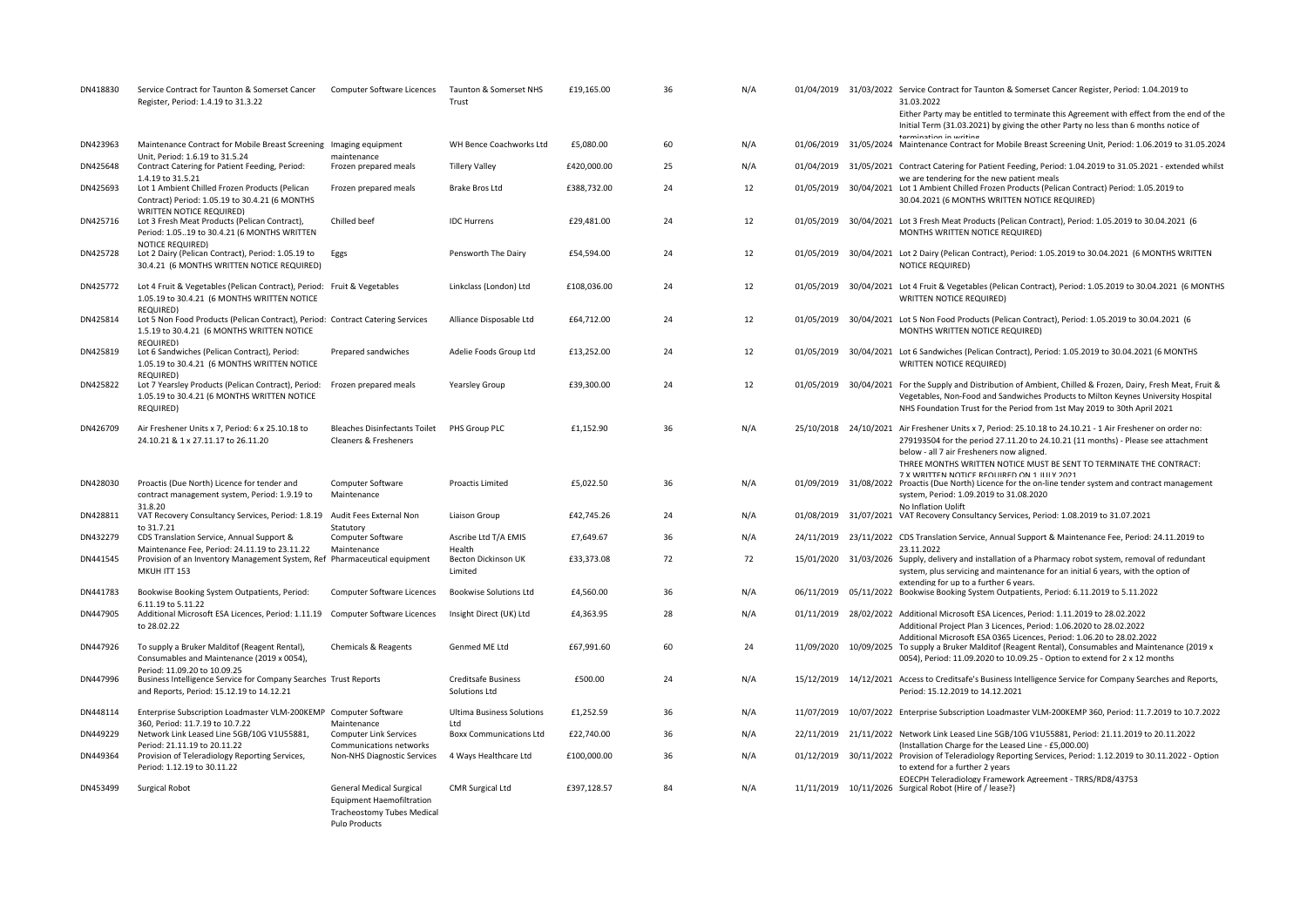| | | | | | | | | | |
|---|---|---|---|---|---|---|---|---|---|
| DN418830 | Service Contract for Taunton & Somerset Cancer Register, Period: 1.4.19 to 31.3.22 | Computer Software Licences | Taunton & Somerset NHS Trust | £19,165.00 | 36 | N/A | 01/04/2019 | 31/03/2022 | Service Contract for Taunton & Somerset Cancer Register, Period: 1.04.2019 to 31.03.2022 Either Party may be entitled to terminate this Agreement with effect from the end of the Initial Term (31.03.2021) by giving the other Party no less than 6 months notice of termination in writing |
| DN423963 | Maintenance Contract for Mobile Breast Screening Unit, Period: 1.6.19 to 31.5.24 | Imaging equipment maintenance | WH Bence Coachworks Ltd | £5,080.00 | 60 | N/A | 01/06/2019 | 31/05/2024 | Maintenance Contract for Mobile Breast Screening Unit, Period: 1.06.2019 to 31.05.2024 |
| DN425648 | Contract Catering for Patient Feeding, Period: 1.4.19 to 31.5.21 | Frozen prepared meals | Tillery Valley | £420,000.00 | 25 | N/A | 01/04/2019 | 31/05/2021 | Contract Catering for Patient Feeding, Period: 1.04.2019 to 31.05.2021 - extended whilst we are tendering for the new patient meals |
| DN425693 | Lot 1 Ambient Chilled Frozen Products (Pelican Contract) Period: 1.05.19 to 30.4.21 (6 MONTHS WRITTEN NOTICE REQUIRED) | Frozen prepared meals | Brake Bros Ltd | £388,732.00 | 24 | 12 | 01/05/2019 | 30/04/2021 | Lot 1 Ambient Chilled Frozen Products (Pelican Contract) Period: 1.05.2019 to 30.04.2021 (6 MONTHS WRITTEN NOTICE REQUIRED) |
| DN425716 | Lot 3 Fresh Meat Products (Pelican Contract), Period: 1.05..19 to 30.4.21 (6 MONTHS WRITTEN NOTICE REQUIRED) | Chilled beef | IDC Hurrens | £29,481.00 | 24 | 12 | 01/05/2019 | 30/04/2021 | Lot 3 Fresh Meat Products (Pelican Contract), Period: 1.05.2019 to 30.04.2021 (6 MONTHS WRITTEN NOTICE REQUIRED) |
| DN425728 | Lot 2 Dairy (Pelican Contract), Period: 1.05.19 to 30.4.21 (6 MONTHS WRITTEN NOTICE REQUIRED) | Eggs | Pensworth The Dairy | £54,594.00 | 24 | 12 | 01/05/2019 | 30/04/2021 | Lot 2 Dairy (Pelican Contract), Period: 1.05.2019 to 30.04.2021 (6 MONTHS WRITTEN NOTICE REQUIRED) |
| DN425772 | Lot 4 Fruit & Vegetables (Pelican Contract), Period: 1.05.19 to 30.4.21 (6 MONTHS WRITTEN NOTICE REQUIRED) | Fruit & Vegetables | Linkclass (London) Ltd | £108,036.00 | 24 | 12 | 01/05/2019 | 30/04/2021 | Lot 4 Fruit & Vegetables (Pelican Contract), Period: 1.05.2019 to 30.04.2021 (6 MONTHS WRITTEN NOTICE REQUIRED) |
| DN425814 | Lot 5 Non Food Products (Pelican Contract), Period: 1.5.19 to 30.4.21 (6 MONTHS WRITTEN NOTICE REQUIRED) | Contract Catering Services | Alliance Disposable Ltd | £64,712.00 | 24 | 12 | 01/05/2019 | 30/04/2021 | Lot 5 Non Food Products (Pelican Contract), Period: 1.05.2019 to 30.04.2021 (6 MONTHS WRITTEN NOTICE REQUIRED) |
| DN425819 | Lot 6 Sandwiches (Pelican Contract), Period: 1.05.19 to 30.4.21 (6 MONTHS WRITTEN NOTICE REQUIRED) | Prepared sandwiches | Adelie Foods Group Ltd | £13,252.00 | 24 | 12 | 01/05/2019 | 30/04/2021 | Lot 6 Sandwiches (Pelican Contract), Period: 1.05.2019 to 30.04.2021 (6 MONTHS WRITTEN NOTICE REQUIRED) |
| DN425822 | Lot 7 Yearsley Products (Pelican Contract), Period: 1.05.19 to 30.4.21 (6 MONTHS WRITTEN NOTICE REQUIRED) | Frozen prepared meals | Yearsley Group | £39,300.00 | 24 | 12 | 01/05/2019 | 30/04/2021 | For the Supply and Distribution of Ambient, Chilled & Frozen, Dairy, Fresh Meat, Fruit & Vegetables, Non-Food and Sandwiches Products to Milton Keynes University Hospital NHS Foundation Trust for the Period from 1st May 2019 to 30th April 2021 |
| DN426709 | Air Freshener Units x 7, Period: 6 x 25.10.18 to 24.10.21 & 1 x 27.11.17 to 26.11.20 | Bleaches Disinfectants Toilet Cleaners & Fresheners | PHS Group PLC | £1,152.90 | 36 | N/A | 25/10/2018 | 24/10/2021 | Air Freshener Units x 7, Period: 25.10.18 to 24.10.21 - 1 Air Freshener on order no: 279193504 for the period 27.11.20 to 24.10.21 (11 months) - Please see attachment below - all 7 air fresheners now aligned. THREE MONTHS WRITTEN NOTICE MUST BE SENT TO TERMINATE THE CONTRACT: 7 X WRITTEN NOTICE REQUIRED ON 1 JULY 2021 |
| DN428030 | Proactis (Due North) Licence for tender and contract management system, Period: 1.9.19 to 31.8.20 | Computer Software Maintenance | Proactis Limited | £5,022.50 | 36 | N/A | 01/09/2019 | 31/08/2022 | Proactis (Due North) Licence for the on-line tender system and contract management system, Period: 1.09.2019 to 31.08.2020 No Inflation Uplift |
| DN428811 | VAT Recovery Consultancy Services, Period: 1.8.19 to 31.7.21 | Audit Fees External Non Statutory | Liaison Group | £42,745.26 | 24 | N/A | 01/08/2019 | 31/07/2021 | VAT Recovery Consultancy Services, Period: 1.08.2019 to 31.07.2021 |
| DN432279 | CDS Translation Service, Annual Support & Maintenance Fee, Period: 24.11.19 to 23.11.22 | Computer Software Maintenance | Ascribe Ltd T/A EMIS Health | £7,649.67 | 36 | N/A | 24/11/2019 | 23/11/2022 | CDS Translation Service, Annual Support & Maintenance Fee, Period: 24.11.2019 to 23.11.2022 |
| DN441545 | Provision of an Inventory Management System, Ref MKUH ITT 153 | Pharmaceutical equipment | Becton Dickinson UK Limited | £33,373.08 | 72 | 72 | 15/01/2020 | 31/03/2026 | Supply, delivery and installation of a Pharmacy robot system, removal of redundant system, plus servicing and maintenance for an initial 6 years, with the option of extending for up to a further 6 years. |
| DN441783 | Bookwise Booking System Outpatients, Period: 6.11.19 to 5.11.22 | Computer Software Licences | Bookwise Solutions Ltd | £4,560.00 | 36 | N/A | 06/11/2019 | 05/11/2022 | Bookwise Booking System Outpatients, Period: 6.11.2019 to 5.11.2022 |
| DN447905 | Additional Microsoft ESA Licences, Period: 1.11.19 to 28.02.22 | Computer Software Licences | Insight Direct (UK) Ltd | £4,363.95 | 28 | N/A | 01/11/2019 | 28/02/2022 | Additional Microsoft ESA Licences, Period: 1.11.2019 to 28.02.2022 Additional Project Plan 3 Licences, Period: 1.06.2020 to 28.02.2022 Additional Microsoft ESA 0365 Licences, Period: 1.06.20 to 28.02.2022 |
| DN447926 | To supply a Bruker Malditof (Reagent Rental), Consumables and Maintenance (2019 x 0054), Period: 11.09.20 to 10.09.25 | Chemicals & Reagents | Genmed ME Ltd | £67,991.60 | 60 | 24 | 11/09/2020 | 10/09/2025 | To supply a Bruker Malditof (Reagent Rental), Consumables and Maintenance (2019 x 0054), Period: 11.09.2020 to 10.09.25 - Option to extend for 2 x 12 months |
| DN447996 | Business Intelligence Service for Company Searches and Reports, Period: 15.12.19 to 14.12.21 | Trust Reports | Creditsafe Business Solutions Ltd | £500.00 | 24 | N/A | 15/12/2019 | 14/12/2021 | Access to Creditsafe's Business Intelligence Service for Company Searches and Reports, Period: 15.12.2019 to 14.12.2021 |
| DN448114 | Enterprise Subscription Loadmaster VLM-200KEMP 360, Period: 11.7.19 to 10.7.22 | Computer Software Maintenance | Ultima Business Solutions Ltd | £1,252.59 | 36 | N/A | 11/07/2019 | 10/07/2022 | Enterprise Subscription Loadmaster VLM-200KEMP 360, Period: 11.7.2019 to 10.7.2022 |
| DN449229 | Network Link Leased Line 5GB/10G V1U55881, Period: 21.11.19 to 20.11.22 | Computer Link Services Communications networks | Boxx Communications Ltd | £22,740.00 | 36 | N/A | 22/11/2019 | 21/11/2022 | Network Link Leased Line 5GB/10G V1U55881, Period: 21.11.2019 to 20.11.2022 (Installation Charge for the Leased Line - £5,000.00) |
| DN449364 | Provision of Teleradiology Reporting Services, Period: 1.12.19 to 30.11.22 | Non-NHS Diagnostic Services | 4 Ways Healthcare Ltd | £100,000.00 | 36 | N/A | 01/12/2019 | 30/11/2022 | Provision of Teleradiology Reporting Services, Period: 1.12.2019 to 30.11.2022 - Option to extend for a further 2 years EOECPH Teleradiology Framework Agreement - TRRS/RD8/43753 |
| DN453499 | Surgical Robot | General Medical Surgical Equipment Haemofiltration Tracheostomy Tubes Medical Pulp Products | CMR Surgical Ltd | £397,128.57 | 84 | N/A | 11/11/2019 | 10/11/2026 | Surgical Robot (Hire of / lease?) |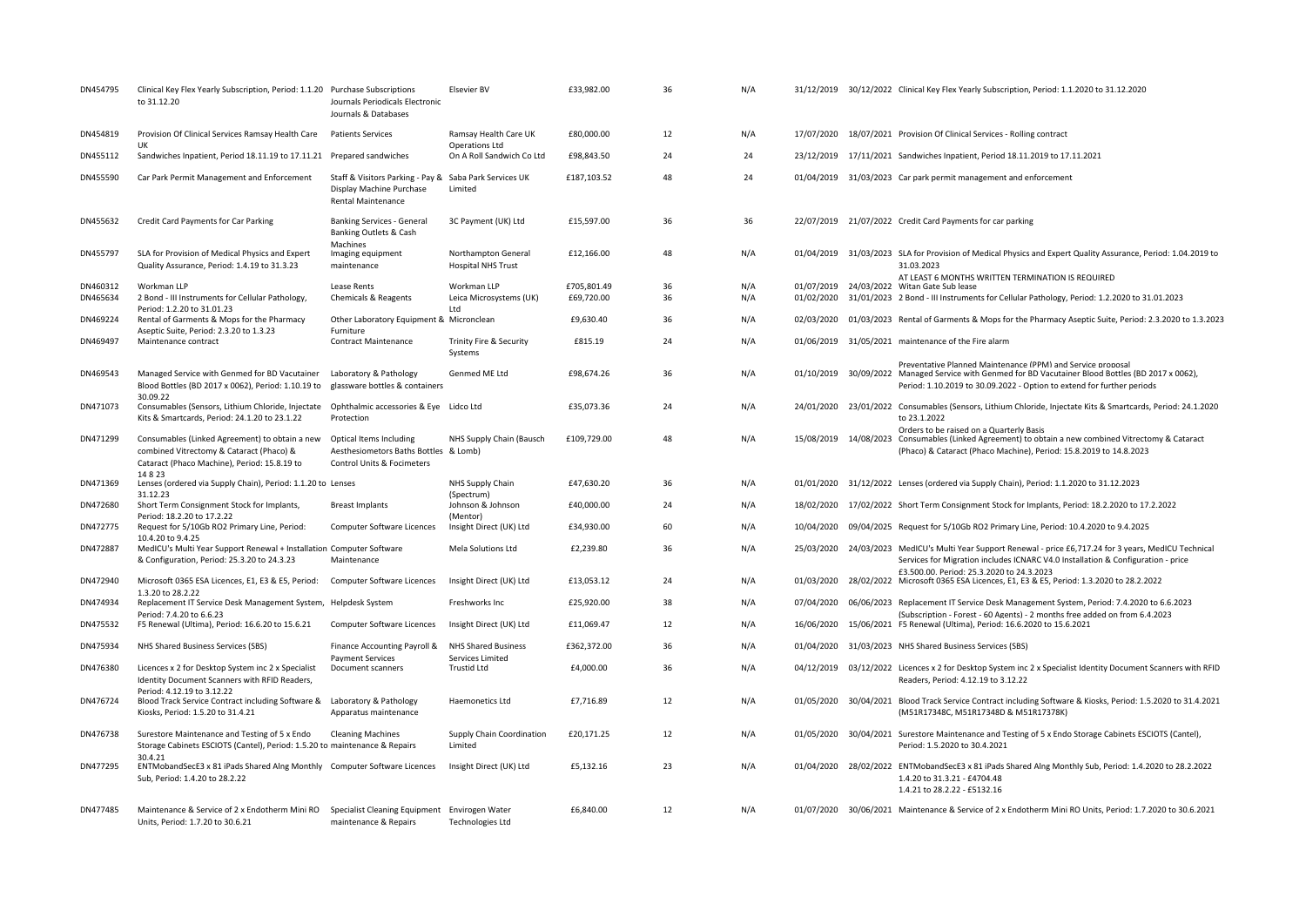| | | | | | | | | | |
|---|---|---|---|---|---|---|---|---|---|
| DN454795 | Clinical Key Flex Yearly Subscription, Period: 1.1.20 to 31.12.20 | Purchase Subscriptions Journals Periodicals Electronic Journals & Databases | Elsevier BV | £33,982.00 | 36 | N/A | 31/12/2019 | 30/12/2022 | Clinical Key Flex Yearly Subscription, Period: 1.1.2020 to 31.12.2020 |
| DN454819 | Provision Of Clinical Services Ramsay Health Care UK | Patients Services | Ramsay Health Care UK Operations Ltd | £80,000.00 | 12 | N/A | 17/07/2020 | 18/07/2021 | Provision Of Clinical Services - Rolling contract |
| DN455112 | Sandwiches Inpatient, Period 18.11.19 to 17.11.21 | Prepared sandwiches | On A Roll Sandwich Co Ltd | £98,843.50 | 24 | 24 | 23/12/2019 | 17/11/2021 | Sandwiches Inpatient, Period 18.11.2019 to 17.11.2021 |
| DN455590 | Car Park Permit Management and Enforcement | Staff & Visitors Parking - Pay & Display Machine Purchase Rental Maintenance | Saba Park Services UK Limited | £187,103.52 | 48 | 24 | 01/04/2019 | 31/03/2023 | Car park permit management and enforcement |
| DN455632 | Credit Card Payments for Car Parking | Banking Services - General Banking Outlets & Cash Machines | 3C Payment (UK) Ltd | £15,597.00 | 36 | 36 | 22/07/2019 | 21/07/2022 | Credit Card Payments for car parking |
| DN455797 | SLA for Provision of Medical Physics and Expert Quality Assurance, Period: 1.4.19 to 31.3.23 | Imaging equipment maintenance | Northampton General Hospital NHS Trust | £12,166.00 | 48 | N/A | 01/04/2019 | 31/03/2023 | SLA for Provision of Medical Physics and Expert Quality Assurance, Period: 1.04.2019 to 31.03.2023 AT LEAST 6 MONTHS WRITTEN TERMINATION IS REQUIRED |
| DN460312 | Workman LLP | Lease Rents | Workman LLP | £705,801.49 | 36 | N/A | 01/07/2019 | 24/03/2022 | Witan Gate Sub lease |
| DN465634 | 2 Bond - III Instruments for Cellular Pathology, Period: 1.2.20 to 31.01.23 | Chemicals & Reagents | Leica Microsystems (UK) Ltd | £69,720.00 | 36 | N/A | 01/02/2020 | 31/01/2023 | 2 Bond - III Instruments for Cellular Pathology, Period: 1.2.2020 to 31.01.2023 |
| DN469224 | Rental of Garments & Mops for the Pharmacy Aseptic Suite, Period: 2.3.20 to 1.3.23 | Other Laboratory Equipment & Furniture | Micronclean | £9,630.40 | 36 | N/A | 02/03/2020 | 01/03/2023 | Rental of Garments & Mops for the Pharmacy Aseptic Suite, Period: 2.3.2020 to 1.3.2023 |
| DN469497 | Maintenance contract | Contract Maintenance | Trinity Fire & Security Systems | £815.19 | 24 | N/A | 01/06/2019 | 31/05/2021 | maintenance of the Fire alarm Preventative Planned Maintenance (PPM) and Service proposal |
| DN469543 | Managed Service with Genmed for BD Vacutainer Blood Bottles (BD 2017 x 0062), Period: 1.10.19 to 30.09.22 | Laboratory & Pathology glassware bottles & containers | Genmed ME Ltd | £98,674.26 | 36 | N/A | 01/10/2019 | 30/09/2022 | Managed Service with Genmed for BD Vacutainer Blood Bottles (BD 2017 x 0062), Period: 1.10.2019 to 30.09.2022 - Option to extend for further periods |
| DN471073 | Consumables (Sensors, Lithium Chloride, Injectate Kits & Smartcards, Period: 24.1.20 to 23.1.22 | Ophthalmic accessories & Eye Protection | Lidco Ltd | £35,073.36 | 24 | N/A | 24/01/2020 | 23/01/2022 | Consumables (Sensors, Lithium Chloride, Injectate Kits & Smartcards, Period: 24.1.2020 to 23.1.2022 Orders to be raised on a Quarterly Basis |
| DN471299 | Consumables (Linked Agreement) to obtain a new combined Vitrectomy & Cataract (Phaco) & Cataract (Phaco Machine), Period: 15.8.19 to 14 8 23 | Optical Items Including Aesthesiometers Baths Bottles Control Units & Focimeters | NHS Supply Chain (Bausch & Lomb) | £109,729.00 | 48 | N/A | 15/08/2019 | 14/08/2023 | Consumables (Linked Agreement) to obtain a new combined Vitrectomy & Cataract (Phaco) & Cataract (Phaco Machine), Period: 15.8.2019 to 14.8.2023 |
| DN471369 | Lenses (ordered via Supply Chain), Period: 1.1.20 to 31.12.23 | Lenses | NHS Supply Chain (Spectrum) | £47,630.20 | 36 | N/A | 01/01/2020 | 31/12/2022 | Lenses (ordered via Supply Chain), Period: 1.1.2020 to 31.12.2023 |
| DN472680 | Short Term Consignment Stock for Implants, Period: 18.2.20 to 17.2.22 | Breast Implants | Johnson & Johnson (Mentor) | £40,000.00 | 24 | N/A | 18/02/2020 | 17/02/2022 | Short Term Consignment Stock for Implants, Period: 18.2.2020 to 17.2.2022 |
| DN472775 | Request for 5/10Gb RO2 Primary Line, Period: 10.4.20 to 9.4.25 | Computer Software Licences | Insight Direct (UK) Ltd | £34,930.00 | 60 | N/A | 10/04/2020 | 09/04/2025 | Request for 5/10Gb RO2 Primary Line, Period: 10.4.2020 to 9.4.2025 |
| DN472887 | MedICU's Multi Year Support Renewal + Installation & Configuration, Period: 25.3.20 to 24.3.23 | Computer Software Maintenance | Mela Solutions Ltd | £2,239.80 | 36 | N/A | 25/03/2020 | 24/03/2023 | MedICU's Multi Year Support Renewal - price £6,717.24 for 3 years, MedICU Technical Services for Migration includes ICNARC V4.0 Installation & Configuration - price £3,500.00. Period: 25.3.2020 to 24.3.2023 |
| DN472940 | Microsoft 0365 ESA Licences, E1, E3 & E5, Period: 1.3.20 to 28.2.22 | Computer Software Licences | Insight Direct (UK) Ltd | £13,053.12 | 24 | N/A | 01/03/2020 | 28/02/2022 | Microsoft 0365 ESA Licences, E1, E3 & E5, Period: 1.3.2020 to 28.2.2022 |
| DN474934 | Replacement IT Service Desk Management System, Period: 7.4.20 to 6.6.23 | Helpdesk System | Freshworks Inc | £25,920.00 | 38 | N/A | 07/04/2020 | 06/06/2023 | Replacement IT Service Desk Management System, Period: 7.4.2020 to 6.6.2023 (Subscription - Forest - 60 Agents) - 2 months free added on from 6.4.2023 |
| DN475532 | F5 Renewal (Ultima), Period: 16.6.20 to 15.6.21 | Computer Software Licences | Insight Direct (UK) Ltd | £11,069.47 | 12 | N/A | 16/06/2020 | 15/06/2021 | F5 Renewal (Ultima), Period: 16.6.2020 to 15.6.2021 |
| DN475934 | NHS Shared Business Services (SBS) | Finance Accounting Payroll & Payment Services | NHS Shared Business Services Limited | £362,372.00 | 36 | N/A | 01/04/2020 | 31/03/2023 | NHS Shared Business Services (SBS) |
| DN476380 | Licences x 2 for Desktop System inc 2 x Specialist Identity Document Scanners with RFID Readers, Period: 4.12.19 to 3.12.22 | Document scanners | Trustid Ltd | £4,000.00 | 36 | N/A | 04/12/2019 | 03/12/2022 | Licences x 2 for Desktop System inc 2 x Specialist Identity Document Scanners with RFID Readers, Period: 4.12.19 to 3.12.22 |
| DN476724 | Blood Track Service Contract including Software & Kiosks, Period: 1.5.20 to 31.4.21 | Laboratory & Pathology Apparatus maintenance | Haemonetics Ltd | £7,716.89 | 12 | N/A | 01/05/2020 | 30/04/2021 | Blood Track Service Contract including Software & Kiosks, Period: 1.5.2020 to 31.4.2021 (M51R17348C, M51R17348D & M51R17378K) |
| DN476738 | Surestore Maintenance and Testing of 5 x Endo Storage Cabinets ESCIOTS (Cantel), Period: 1.5.20 to 30.4.21 | Cleaning Machines maintenance & Repairs | Supply Chain Coordination Limited | £20,171.25 | 12 | N/A | 01/05/2020 | 30/04/2021 | Surestore Maintenance and Testing of 5 x Endo Storage Cabinets ESCIOTS (Cantel), Period: 1.5.2020 to 30.4.2021 |
| DN477295 | ENTMobandSecE3 x 81 iPads Shared Alng Monthly Sub, Period: 1.4.20 to 28.2.22 | Computer Software Licences | Insight Direct (UK) Ltd | £5,132.16 | 23 | N/A | 01/04/2020 | 28/02/2022 | ENTMobandSecE3 x 81 iPads Shared Alng Monthly Sub, Period: 1.4.2020 to 28.2.2022 1.4.20 to 31.3.21 - £4704.48 1.4.21 to 28.2.22 - £5132.16 |
| DN477485 | Maintenance & Service of 2 x Endotherm Mini RO Units, Period: 1.7.20 to 30.6.21 | Specialist Cleaning Equipment maintenance & Repairs | Envirogen Water Technologies Ltd | £6,840.00 | 12 | N/A | 01/07/2020 | 30/06/2021 | Maintenance & Service of 2 x Endotherm Mini RO Units, Period: 1.7.2020 to 30.6.2021 |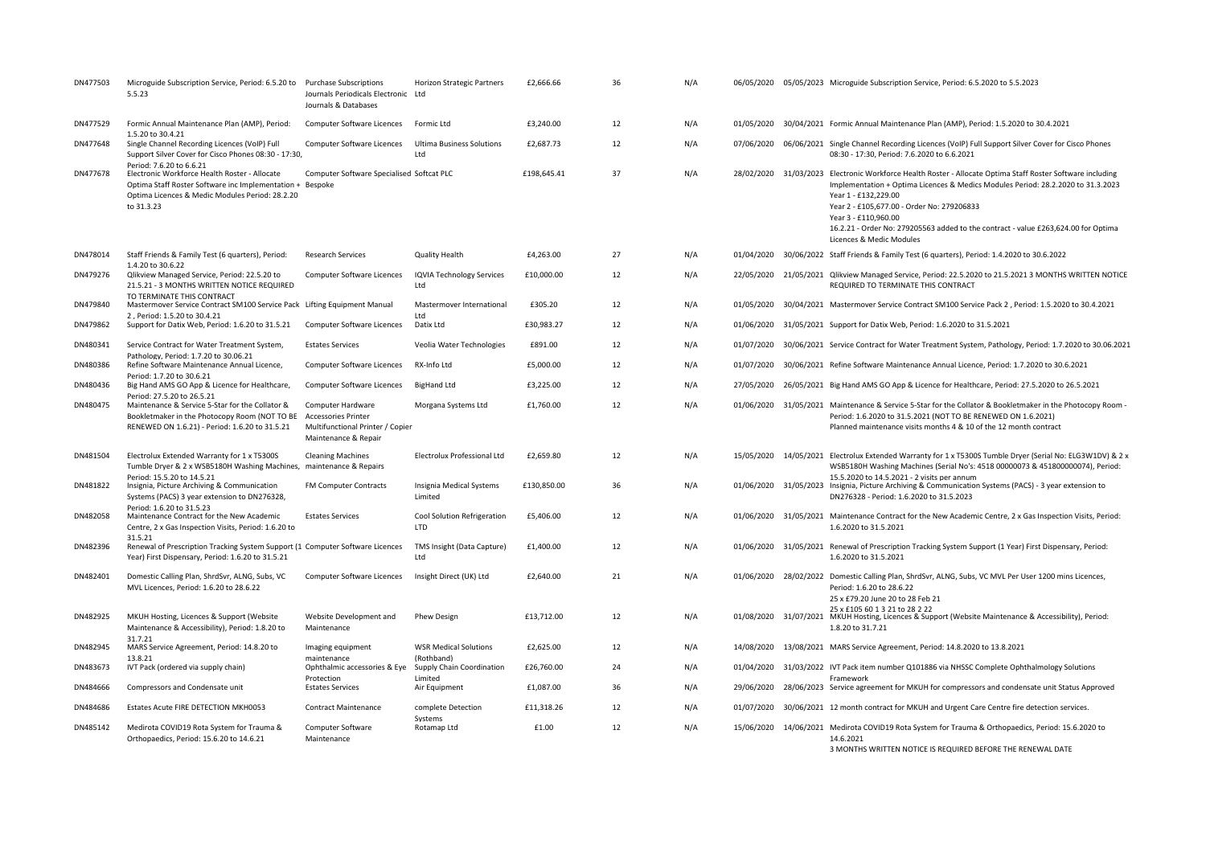| | | | | | | | | | |
|---|---|---|---|---|---|---|---|---|---|
| DN477503 | Microguide Subscription Service, Period: 6.5.20 to 5.5.23 | Purchase Subscriptions Journals Periodicals Electronic Journals & Databases | Horizon Strategic Partners Ltd | £2,666.66 | 36 | N/A | 06/05/2020 | 05/05/2023 | Microguide Subscription Service, Period: 6.5.2020 to 5.5.2023 |
| DN477529 | Formic Annual Maintenance Plan (AMP), Period: 1.5.20 to 30.4.21 | Computer Software Licences | Formic Ltd | £3,240.00 | 12 | N/A | 01/05/2020 | 30/04/2021 | Formic Annual Maintenance Plan (AMP), Period: 1.5.2020 to 30.4.2021 |
| DN477648 | Single Channel Recording Licences (VoIP) Full Support Silver Cover for Cisco Phones 08:30 - 17:30, Period: 7.6.20 to 6.6.21 | Computer Software Licences | Ultima Business Solutions Ltd | £2,687.73 | 12 | N/A | 07/06/2020 | 06/06/2021 | Single Channel Recording Licences (VoIP) Full Support Silver Cover for Cisco Phones 08:30 - 17:30, Period: 7.6.2020 to 6.6.2021 |
| DN477678 | Electronic Workforce Health Roster - Allocate Optima Staff Roster Software inc Implementation + Optima Licences & Medic Modules Period: 28.2.20 to 31.3.23 | Computer Software Specialised Bespoke | Softcat PLC | £198,645.41 | 37 | N/A | 28/02/2020 | 31/03/2023 | Electronic Workforce Health Roster - Allocate Optima Staff Roster Software including Implementation + Optima Licences & Medics Modules Period: 28.2.2020 to 31.3.2023<br>Year 1 - £132,229.00<br>Year 2 - £105,677.00 - Order No: 279206833<br>Year 3 - £110,960.00<br>16.2.21 - Order No: 279205563 added to the contract - value £263,624.00 for Optima Licences & Medic Modules |
| DN478014 | Staff Friends & Family Test (6 quarters), Period: 1.4.20 to 30.6.22 | Research Services | Quality Health | £4,263.00 | 27 | N/A | 01/04/2020 | 30/06/2022 | Staff Friends & Family Test (6 quarters), Period: 1.4.2020 to 30.6.2022 |
| DN479276 | Qlikview Managed Service, Period: 22.5.20 to 21.5.21 - 3 MONTHS WRITTEN NOTICE REQUIRED TO TERMINATE THIS CONTRACT | Computer Software Licences | IQVIA Technology Services Ltd | £10,000.00 | 12 | N/A | 22/05/2020 | 21/05/2021 | Qlikview Managed Service, Period: 22.5.2020 to 21.5.2021 3 MONTHS WRITTEN NOTICE REQUIRED TO TERMINATE THIS CONTRACT |
| DN479840 | Mastermover Service Contract SM100 Service Pack 2 , Period: 1.5.20 to 30.4.21 | Lifting Equipment Manual | Mastermover International Ltd | £305.20 | 12 | N/A | 01/05/2020 | 30/04/2021 | Mastermover Service Contract SM100 Service Pack 2 , Period: 1.5.2020 to 30.4.2021 |
| DN479862 | Support for Datix Web, Period: 1.6.20 to 31.5.21 | Computer Software Licences | Datix Ltd | £30,983.27 | 12 | N/A | 01/06/2020 | 31/05/2021 | Support for Datix Web, Period: 1.6.2020 to 31.5.2021 |
| DN480341 | Service Contract for Water Treatment System, Pathology, Period: 1.7.20 to 30.06.21 | Estates Services | Veolia Water Technologies | £891.00 | 12 | N/A | 01/07/2020 | 30/06/2021 | Service Contract for Water Treatment System, Pathology, Period: 1.7.2020 to 30.06.2021 |
| DN480386 | Refine Software Maintenance Annual Licence, Period: 1.7.20 to 30.6.21 | Computer Software Licences | RX-Info Ltd | £5,000.00 | 12 | N/A | 01/07/2020 | 30/06/2021 | Refine Software Maintenance Annual Licence, Period: 1.7.2020 to 30.6.2021 |
| DN480436 | Big Hand AMS GO App & Licence for Healthcare, Period: 27.5.20 to 26.5.21 | Computer Software Licences | BigHand Ltd | £3,225.00 | 12 | N/A | 27/05/2020 | 26/05/2021 | Big Hand AMS GO App & Licence for Healthcare, Period: 27.5.2020 to 26.5.2021 |
| DN480475 | Maintenance & Service 5-Star for the Collator & Bookletmaker in the Photocopy Room (NOT TO BE RENEWED ON 1.6.21) - Period: 1.6.20 to 31.5.21 | Computer Hardware Accessories Printer Multifunctional Printer / Copier Maintenance & Repair | Morgana Systems Ltd | £1,760.00 | 12 | N/A | 01/06/2020 | 31/05/2021 | Maintenance & Service 5-Star for the Collator & Bookletmaker in the Photocopy Room - Period: 1.6.2020 to 31.5.2021 (NOT TO BE RENEWED ON 1.6.2021)<br>Planned maintenance visits months 4 & 10 of the 12 month contract |
| DN481504 | Electrolux Extended Warranty for 1 x T5300S Tumble Dryer & 2 x WSB5180H Washing Machines, Period: 15.5.20 to 14.5.21 | Cleaning Machines maintenance & Repairs | Electrolux Professional Ltd | £2,659.80 | 12 | N/A | 15/05/2020 | 14/05/2021 | Electrolux Extended Warranty for 1 x T5300S Tumble Dryer (Serial No: ELG3W1DV) & 2 x WSB5180H Washing Machines (Serial No's: 4518 00000073 & 451800000074), Period: 15.5.2020 to 14.5.2021 - 2 visits per annum |
| DN481822 | Insignia, Picture Archiving & Communication Systems (PACS) 3 year extension to DN276328, Period: 1.6.20 to 31.5.23 | FM Computer Contracts | Insignia Medical Systems Limited | £130,850.00 | 36 | N/A | 01/06/2020 | 31/05/2023 | Insignia, Picture Archiving & Communication Systems (PACS) - 3 year extension to DN276328 - Period: 1.6.2020 to 31.5.2023 |
| DN482058 | Maintenance Contract for the New Academic Centre, 2 x Gas Inspection Visits, Period: 1.6.20 to 31.5.21 | Estates Services | Cool Solution Refrigeration LTD | £5,406.00 | 12 | N/A | 01/06/2020 | 31/05/2021 | Maintenance Contract for the New Academic Centre, 2 x Gas Inspection Visits, Period: 1.6.2020 to 31.5.2021 |
| DN482396 | Renewal of Prescription Tracking System Support (1 Year) First Dispensary, Period: 1.6.20 to 31.5.21 | Computer Software Licences | TMS Insight (Data Capture) Ltd | £1,400.00 | 12 | N/A | 01/06/2020 | 31/05/2021 | Renewal of Prescription Tracking System Support (1 Year) First Dispensary, Period: 1.6.2020 to 31.5.2021 |
| DN482401 | Domestic Calling Plan, ShrdSvr, ALNG, Subs, VC MVL Licences, Period: 1.6.20 to 28.6.22 | Computer Software Licences | Insight Direct (UK) Ltd | £2,640.00 | 21 | N/A | 01/06/2020 | 28/02/2022 | Domestic Calling Plan, ShrdSvr, ALNG, Subs, VC MVL Per User 1200 mins Licences, Period: 1.6.20 to 28.6.22<br>25 x £79.20 June 20 to 28 Feb 21<br>25 x £105 60 1 3 21 to 28 2 22 |
| DN482925 | MKUH Hosting, Licences & Support (Website Maintenance & Accessibility), Period: 1.8.20 to 31.7.21 | Website Development and Maintenance | Phew Design | £13,712.00 | 12 | N/A | 01/08/2020 | 31/07/2021 | MKUH Hosting, Licences & Support (Website Maintenance & Accessibility), Period: 1.8.20 to 31.7.21 |
| DN482945 | MARS Service Agreement, Period: 14.8.20 to 13.8.21 | Imaging equipment maintenance | WSR Medical Solutions (Rothband) | £2,625.00 | 12 | N/A | 14/08/2020 | 13/08/2021 | MARS Service Agreement, Period: 14.8.2020 to 13.8.2021 |
| DN483673 | IVT Pack (ordered via supply chain) | Ophthalmic accessories & Eye Protection | Supply Chain Coordination Limited | £26,760.00 | 24 | N/A | 01/04/2020 | 31/03/2022 | IVT Pack item number Q101886 via NHSSC Complete Ophthalmology Solutions Framework |
| DN484666 | Compressors and Condensate unit | Estates Services | Air Equipment | £1,087.00 | 36 | N/A | 29/06/2020 | 28/06/2023 | Service agreement for MKUH for compressors and condensate unit Status Approved |
| DN484686 | Estates Acute FIRE DETECTION MKH0053 | Contract Maintenance | complete Detection Systems | £11,318.26 | 12 | N/A | 01/07/2020 | 30/06/2021 | 12 month contract for MKUH and Urgent Care Centre fire detection services. |
| DN485142 | Medirota COVID19 Rota System for Trauma & Orthopaedics, Period: 15.6.20 to 14.6.21 | Computer Software Maintenance | Rotamap Ltd | £1.00 | 12 | N/A | 15/06/2020 | 14/06/2021 | Medirota COVID19 Rota System for Trauma & Orthopaedics, Period: 15.6.2020 to 14.6.2021<br>3 MONTHS WRITTEN NOTICE IS REQUIRED BEFORE THE RENEWAL DATE |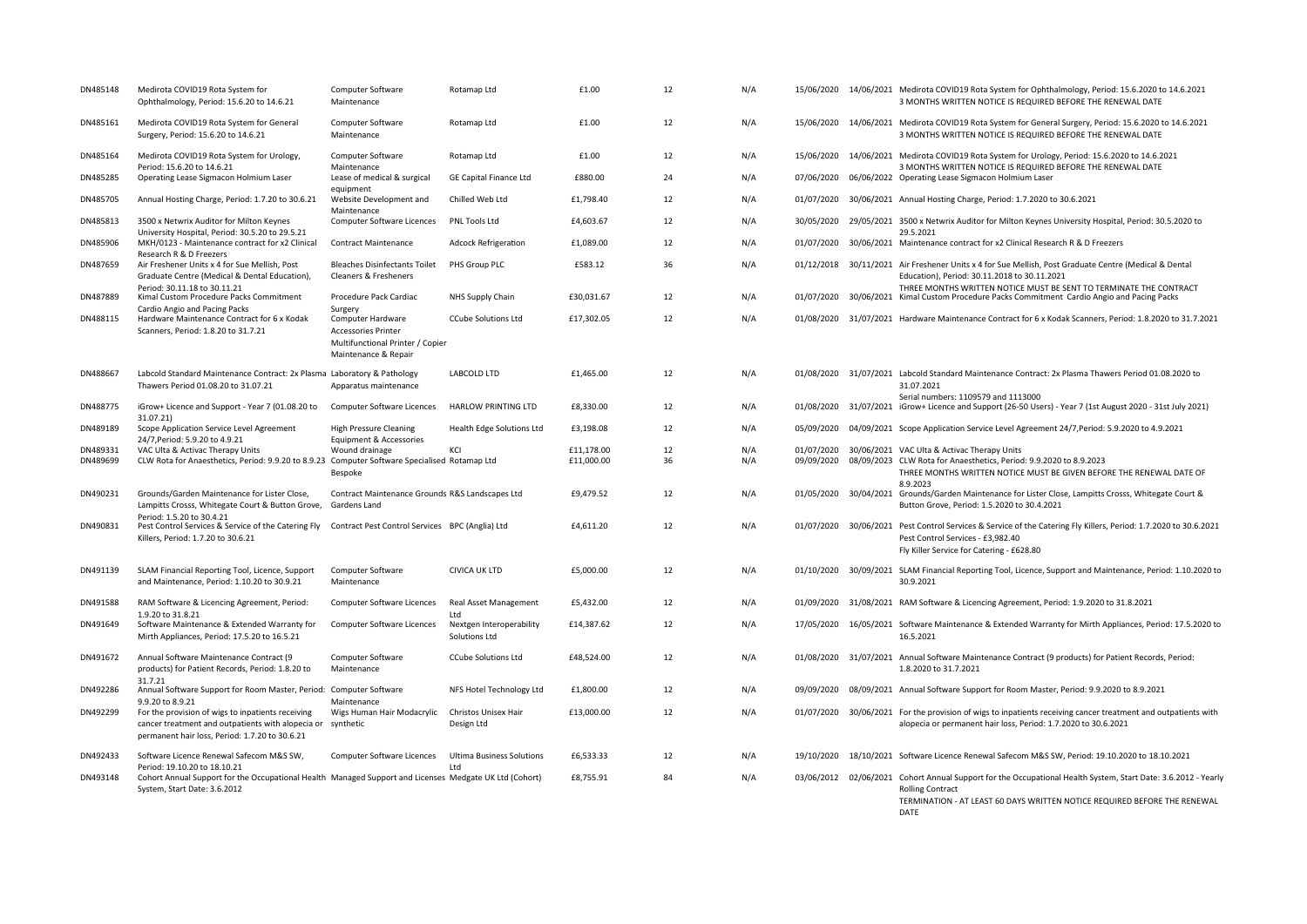| DN485148 | Medirota COVID19 Rota System for Ophthalmology, Period: 15.6.20 to 14.6.21 | Computer Software Maintenance | Rotamap Ltd | £1.00 | 12 | N/A | 15/06/2020 | 14/06/2021 | Medirota COVID19 Rota System for Ophthalmology, Period: 15.6.2020 to 14.6.2021 3 MONTHS WRITTEN NOTICE IS REQUIRED BEFORE THE RENEWAL DATE |
|---|---|---|---|---|---|---|---|---|---|
| DN485161 | Medirota COVID19 Rota System for General Surgery, Period: 15.6.20 to 14.6.21 | Computer Software Maintenance | Rotamap Ltd | £1.00 | 12 | N/A | 15/06/2020 | 14/06/2021 | Medirota COVID19 Rota System for General Surgery, Period: 15.6.2020 to 14.6.2021 3 MONTHS WRITTEN NOTICE IS REQUIRED BEFORE THE RENEWAL DATE |
| DN485164 | Medirota COVID19 Rota System for Urology, Period: 15.6.20 to 14.6.21 | Computer Software Maintenance | Rotamap Ltd | £1.00 | 12 | N/A | 15/06/2020 | 14/06/2021 | Medirota COVID19 Rota System for Urology, Period: 15.6.2020 to 14.6.2021 3 MONTHS WRITTEN NOTICE IS REQUIRED BEFORE THE RENEWAL DATE |
| DN485285 | Operating Lease Sigmacon Holmium Laser | Lease of medical & surgical equipment | GE Capital Finance Ltd | £880.00 | 24 | N/A | 07/06/2020 | 06/06/2022 | Operating Lease Sigmacon Holmium Laser |
| DN485705 | Annual Hosting Charge, Period: 1.7.20 to 30.6.21 | Website Development and Maintenance | Chilled Web Ltd | £1,798.40 | 12 | N/A | 01/07/2020 | 30/06/2021 | Annual Hosting Charge, Period: 1.7.2020 to 30.6.2021 |
| DN485813 | 3500 x Netwrix Auditor for Milton Keynes University Hospital, Period: 30.5.20 to 29.5.21 | Computer Software Licences | PNL Tools Ltd | £4,603.67 | 12 | N/A | 30/05/2020 | 29/05/2021 | 3500 x Netwrix Auditor for Milton Keynes University Hospital, Period: 30.5.2020 to 29.5.2021 |
| DN485906 | MKH/0123 - Maintenance contract for x2 Clinical Research R & D Freezers | Contract Maintenance | Adcock Refrigeration | £1,089.00 | 12 | N/A | 01/07/2020 | 30/06/2021 | Maintenance contract for x2 Clinical Research R & D Freezers |
| DN487659 | Air Freshener Units x 4 for Sue Mellish, Post Graduate Centre (Medical & Dental Education), Period: 30.11.18 to 30.11.21 | Bleaches Disinfectants Toilet Cleaners & Fresheners | PHS Group PLC | £583.12 | 36 | N/A | 01/12/2018 | 30/11/2021 | Air Freshener Units x 4 for Sue Mellish, Post Graduate Centre (Medical & Dental Education), Period: 30.11.2018 to 30.11.2021 THREE MONTHS WRITTEN NOTICE MUST BE SENT TO TERMINATE THE CONTRACT |
| DN487889 | Kimal Custom Procedure Packs Commitment Cardio Angio and Pacing Packs | Procedure Pack Cardiac Surgery | NHS Supply Chain | £30,031.67 | 12 | N/A | 01/07/2020 | 30/06/2021 | Kimal Custom Procedure Packs Commitment Cardio Angio and Pacing Packs |
| DN488115 | Hardware Maintenance Contract for 6 x Kodak Scanners, Period: 1.8.20 to 31.7.21 | Computer Hardware Accessories Printer Multifunctional Printer / Copier Maintenance & Repair | CCube Solutions Ltd | £17,302.05 | 12 | N/A | 01/08/2020 | 31/07/2021 | Hardware Maintenance Contract for 6 x Kodak Scanners, Period: 1.8.2020 to 31.7.2021 |
| DN488667 | Labcold Standard Maintenance Contract: 2x Plasma Thawers Period 01.08.20 to 31.07.21 | Laboratory & Pathology Apparatus maintenance | LABCOLD LTD | £1,465.00 | 12 | N/A | 01/08/2020 | 31/07/2021 | Labcold Standard Maintenance Contract: 2x Plasma Thawers Period 01.08.2020 to 31.07.2021 Serial numbers: 1109579 and 1113000 |
| DN488775 | iGrow+ Licence and Support - Year 7 (01.08.20 to 31.07.21) | Computer Software Licences | HARLOW PRINTING LTD | £8,330.00 | 12 | N/A | 01/08/2020 | 31/07/2021 | iGrow+ Licence and Support (26-50 Users) - Year 7 (1st August 2020 - 31st July 2021) |
| DN489189 | Scope Application Service Level Agreement 24/7,Period: 5.9.20 to 4.9.21 | High Pressure Cleaning Equipment & Accessories | Health Edge Solutions Ltd | £3,198.08 | 12 | N/A | 05/09/2020 | 04/09/2021 | Scope Application Service Level Agreement 24/7,Period: 5.9.2020 to 4.9.2021 |
| DN489331 | VAC Ulta & Activac Therapy Units | Wound drainage | KCI | £11,178.00 | 12 | N/A | 01/07/2020 | 30/06/2021 | VAC Ulta & Activac Therapy Units |
| DN489699 | CLW Rota for Anaesthetics, Period: 9.9.20 to 8.9.23 | Computer Software Specialised Bespoke | Rotamap Ltd | £11,000.00 | 36 | N/A | 09/09/2020 | 08/09/2023 | CLW Rota for Anaesthetics, Period: 9.9.2020 to 8.9.2023 THREE MONTHS WRITTEN NOTICE MUST BE GIVEN BEFORE THE RENEWAL DATE OF 8.9.2023 |
| DN490231 | Grounds/Garden Maintenance for Lister Close, Lampitts Crosss, Whitegate Court & Button Grove, Period: 1.5.20 to 30.4.21 | Contract Maintenance Grounds Gardens Land | R&S Landscapes Ltd | £9,479.52 | 12 | N/A | 01/05/2020 | 30/04/2021 | Grounds/Garden Maintenance for Lister Close, Lampitts Crosss, Whitegate Court & Button Grove, Period: 1.5.2020 to 30.4.2021 |
| DN490831 | Pest Control Services & Service of the Catering Fly Killers, Period: 1.7.20 to 30.6.21 | Contract Pest Control Services | BPC (Anglia) Ltd | £4,611.20 | 12 | N/A | 01/07/2020 | 30/06/2021 | Pest Control Services & Service of the Catering Fly Killers, Period: 1.7.2020 to 30.6.2021 Pest Control Services - £3,982.40 Fly Killer Service for Catering - £628.80 |
| DN491139 | SLAM Financial Reporting Tool, Licence, Support and Maintenance, Period: 1.10.20 to 30.9.21 | Computer Software Maintenance | CIVICA UK LTD | £5,000.00 | 12 | N/A | 01/10/2020 | 30/09/2021 | SLAM Financial Reporting Tool, Licence, Support and Maintenance, Period: 1.10.2020 to 30.9.2021 |
| DN491588 | RAM Software & Licencing Agreement, Period: 1.9.20 to 31.8.21 | Computer Software Licences | Real Asset Management Ltd | £5,432.00 | 12 | N/A | 01/09/2020 | 31/08/2021 | RAM Software & Licencing Agreement, Period: 1.9.2020 to 31.8.2021 |
| DN491649 | Software Maintenance & Extended Warranty for Mirth Appliances, Period: 17.5.20 to 16.5.21 | Computer Software Licences | Nextgen Interoperability Solutions Ltd | £14,387.62 | 12 | N/A | 17/05/2020 | 16/05/2021 | Software Maintenance & Extended Warranty for Mirth Appliances, Period: 17.5.2020 to 16.5.2021 |
| DN491672 | Annual Software Maintenance Contract (9 products) for Patient Records, Period: 1.8.20 to 31.7.21 | Computer Software Maintenance | CCube Solutions Ltd | £48,524.00 | 12 | N/A | 01/08/2020 | 31/07/2021 | Annual Software Maintenance Contract (9 products) for Patient Records, Period: 1.8.2020 to 31.7.2021 |
| DN492286 | Annual Software Support for Room Master, Period: 9.9.20 to 8.9.21 | Computer Software Maintenance | NFS Hotel Technology Ltd | £1,800.00 | 12 | N/A | 09/09/2020 | 08/09/2021 | Annual Software Support for Room Master, Period: 9.9.2020 to 8.9.2021 |
| DN492299 | For the provision of wigs to inpatients receiving cancer treatment and outpatients with alopecia or permanent hair loss, Period: 1.7.20 to 30.6.21 | Wigs Human Hair Modacrylic synthetic | Christos Unisex Hair Design Ltd | £13,000.00 | 12 | N/A | 01/07/2020 | 30/06/2021 | For the provision of wigs to inpatients receiving cancer treatment and outpatients with alopecia or permanent hair loss, Period: 1.7.2020 to 30.6.2021 |
| DN492433 | Software Licence Renewal Safecom M&S SW, Period: 19.10.20 to 18.10.21 | Computer Software Licences | Ultima Business Solutions Ltd | £6,533.33 | 12 | N/A | 19/10/2020 | 18/10/2021 | Software Licence Renewal Safecom M&S SW, Period: 19.10.2020 to 18.10.2021 |
| DN493148 | Cohort Annual Support for the Occupational Health System, Start Date: 3.6.2012 | Managed Support and Licenses | Medgate UK Ltd (Cohort) | £8,755.91 | 84 | N/A | 03/06/2012 | 02/06/2021 | Cohort Annual Support for the Occupational Health System, Start Date: 3.6.2012 - Yearly Rolling Contract TERMINATION - AT LEAST 60 DAYS WRITTEN NOTICE REQUIRED BEFORE THE RENEWAL DATE |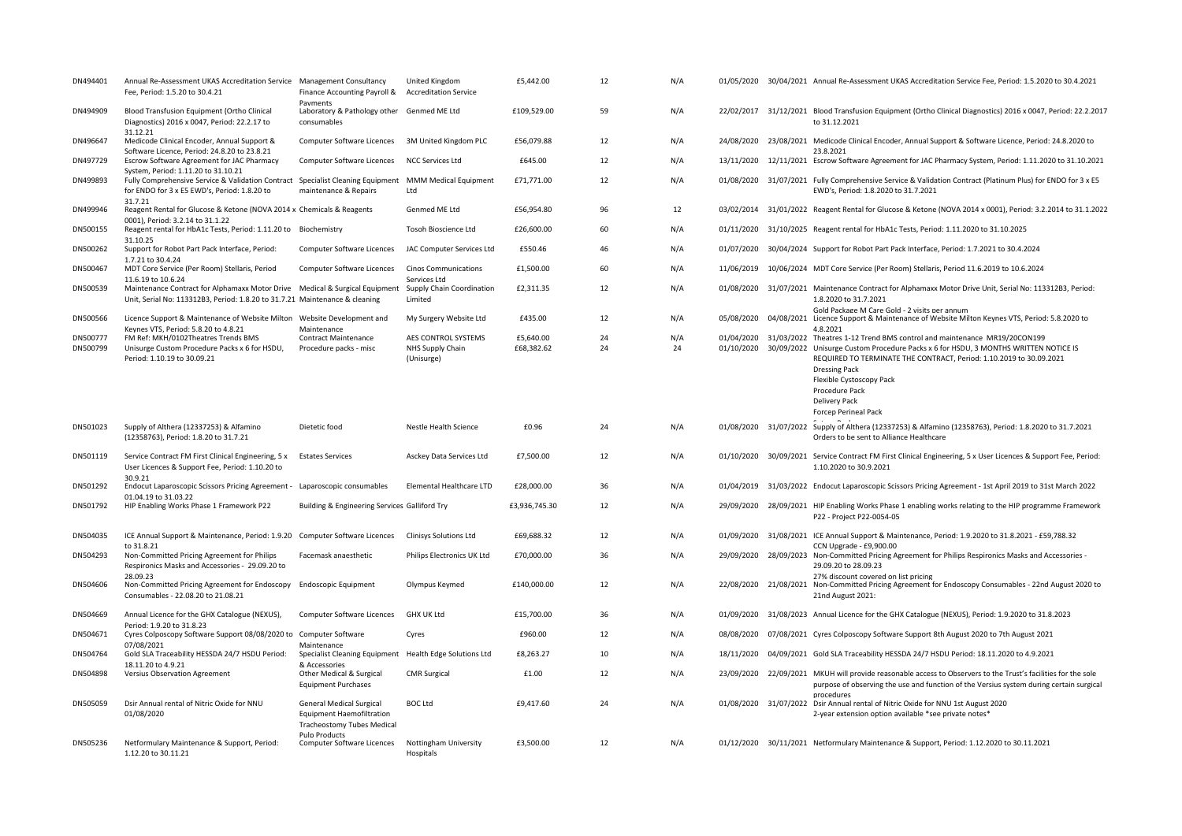| | | | | | | | | | |
|---|---|---|---|---|---|---|---|---|---|
| DN494401 | Annual Re-Assessment UKAS Accreditation Service Fee, Period: 1.5.20 to 30.4.21 | Management Consultancy Finance Accounting Payroll & Payments | United Kingdom Accreditation Service | £5,442.00 | 12 | N/A | 01/05/2020 | 30/04/2021 | Annual Re-Assessment UKAS Accreditation Service Fee, Period: 1.5.2020 to 30.4.2021 |
| DN494909 | Blood Transfusion Equipment (Ortho Clinical Diagnostics) 2016 x 0047, Period: 22.2.17 to 31.12.21 | Laboratory & Pathology other consumables | Genmed ME Ltd | £109,529.00 | 59 | N/A | 22/02/2017 | 31/12/2021 | Blood Transfusion Equipment (Ortho Clinical Diagnostics) 2016 x 0047, Period: 22.2.2017 to 31.12.2021 |
| DN496647 | Medicode Clinical Encoder, Annual Support & Software Licence, Period: 24.8.20 to 23.8.21 | Computer Software Licences | 3M United Kingdom PLC | £56,079.88 | 12 | N/A | 24/08/2020 | 23/08/2021 | Medicode Clinical Encoder, Annual Support & Software Licence, Period: 24.8.2020 to 23.8.2021 |
| DN497729 | Escrow Software Agreement for JAC Pharmacy System, Period: 1.11.20 to 31.10.21 | Computer Software Licences | NCC Services Ltd | £645.00 | 12 | N/A | 13/11/2020 | 12/11/2021 | Escrow Software Agreement for JAC Pharmacy System, Period: 1.11.2020 to 31.10.2021 |
| DN499893 | Fully Comprehensive Service & Validation Contract for ENDO for 3 x E5 EWD's, Period: 1.8.20 to 31.7.21 | Specialist Cleaning Equipment maintenance & Repairs | MMM Medical Equipment Ltd | £71,771.00 | 12 | N/A | 01/08/2020 | 31/07/2021 | Fully Comprehensive Service & Validation Contract (Platinum Plus) for ENDO for 3 x E5 EWD's, Period: 1.8.2020 to 31.7.2021 |
| DN499946 | Reagent Rental for Glucose & Ketone (NOVA 2014 x 0001), Period: 3.2.14 to 31.1.22 | Chemicals & Reagents | Genmed ME Ltd | £56,954.80 | 96 | 12 | 03/02/2014 | 31/01/2022 | Reagent Rental for Glucose & Ketone (NOVA 2014 x 0001), Period: 3.2.2014 to 31.1.2022 |
| DN500155 | Reagent rental for HbA1c Tests, Period: 1.11.20 to 31.10.25 | Biochemistry | Tosoh Bioscience Ltd | £26,600.00 | 60 | N/A | 01/11/2020 | 31/10/2025 | Reagent rental for HbA1c Tests, Period: 1.11.2020 to 31.10.2025 |
| DN500262 | Support for Robot Part Pack Interface, Period: 1.7.21 to 30.4.24 | Computer Software Licences | JAC Computer Services Ltd | £550.46 | 46 | N/A | 01/07/2020 | 30/04/2024 | Support for Robot Part Pack Interface, Period: 1.7.2021 to 30.4.2024 |
| DN500467 | MDT Core Service (Per Room) Stellaris, Period 11.6.19 to 10.6.24 | Computer Software Licences | Cinos Communications Services Ltd | £1,500.00 | 60 | N/A | 11/06/2019 | 10/06/2024 | MDT Core Service (Per Room) Stellaris, Period 11.6.2019 to 10.6.2024 |
| DN500539 | Maintenance Contract for Alphamaxx Motor Drive Unit, Serial No: 113312B3, Period: 1.8.20 to 31.7.21 | Medical & Surgical Equipment Maintenance & cleaning | Supply Chain Coordination Limited | £2,311.35 | 12 | N/A | 01/08/2020 | 31/07/2021 | Maintenance Contract for Alphamaxx Motor Drive Unit, Serial No: 113312B3, Period: 1.8.2020 to 31.7.2021 Gold Package M Care Gold - 2 visits per annum |
| DN500566 | Licence Support & Maintenance of Website Milton Keynes VTS, Period: 5.8.20 to 4.8.21 | Website Development and Maintenance | My Surgery Website Ltd | £435.00 | 12 | N/A | 05/08/2020 | 04/08/2021 | Licence Support & Maintenance of Website Milton Keynes VTS, Period: 5.8.2020 to 4.8.2021 |
| DN500777 | FM Ref: MKH/0102Theatres Trends BMS | Contract Maintenance | AES CONTROL SYSTEMS | £5,640.00 | 24 | N/A | 01/04/2020 | 31/03/2022 | Theatres 1-12 Trend BMS control and maintenance MR19/20CON199 |
| DN500799 | Unisurge Custom Procedure Packs x 6 for HSDU, Period: 1.10.19 to 30.09.21 | Procedure packs - misc | NHS Supply Chain (Unisurge) | £68,382.62 | 24 | 24 | 01/10/2020 | 30/09/2022 | Unisurge Custom Procedure Packs x 6 for HSDU, 3 MONTHS WRITTEN NOTICE IS REQUIRED TO TERMINATE THE CONTRACT, Period: 1.10.2019 to 30.09.2021 Dressing Pack Flexible Cystoscopy Pack Procedure Pack Delivery Pack Forcep Perineal Pack |
| DN501023 | Supply of Althera (12337253) & Alfamino (12358763), Period: 1.8.20 to 31.7.21 | Dietetic food | Nestle Health Science | £0.96 | 24 | N/A | 01/08/2020 | 31/07/2022 | Supply of Althera (12337253) & Alfamino (12358763), Period: 1.8.2020 to 31.7.2021 Orders to be sent to Alliance Healthcare |
| DN501119 | Service Contract FM First Clinical Engineering, 5 x User Licences & Support Fee, Period: 1.10.20 to 30.9.21 | Estates Services | Asckey Data Services Ltd | £7,500.00 | 12 | N/A | 01/10/2020 | 30/09/2021 | Service Contract FM First Clinical Engineering, 5 x User Licences & Support Fee, Period: 1.10.2020 to 30.9.2021 |
| DN501292 | Endocut Laparoscopic Scissors Pricing Agreement - 01.04.19 to 31.03.22 | Laparoscopic consumables | Elemental Healthcare LTD | £28,000.00 | 36 | N/A | 01/04/2019 | 31/03/2022 | Endocut Laparoscopic Scissors Pricing Agreement - 1st April 2019 to 31st March 2022 |
| DN501792 | HIP Enabling Works Phase 1 Framework P22 | Building & Engineering Services | Galliford Try | £3,936,745.30 | 12 | N/A | 29/09/2020 | 28/09/2021 | HIP Enabling Works Phase 1 enabling works relating to the HIP programme Framework P22 - Project P22-0054-05 |
| DN504035 | ICE Annual Support & Maintenance, Period: 1.9.20 to 31.8.21 | Computer Software Licences | Clinisys Solutions Ltd | £69,688.32 | 12 | N/A | 01/09/2020 | 31/08/2021 | ICE Annual Support & Maintenance, Period: 1.9.2020 to 31.8.2021 - £59,788.32 CCN Upgrade - £9,900.00 |
| DN504293 | Non-Committed Pricing Agreement for Philips Respironics Masks and Accessories - 29.09.20 to 28.09.23 | Facemask anaesthetic | Philips Electronics UK Ltd | £70,000.00 | 36 | N/A | 29/09/2020 | 28/09/2023 | Non-Committed Pricing Agreement for Philips Respironics Masks and Accessories - 29.09.20 to 28.09.23 27% discount covered on list pricing |
| DN504606 | Non-Committed Pricing Agreement for Endoscopy Consumables - 22.08.20 to 21.08.21 | Endoscopic Equipment | Olympus Keymed | £140,000.00 | 12 | N/A | 22/08/2020 | 21/08/2021 | Non-Committed Pricing Agreement for Endoscopy Consumables - 22nd August 2020 to 21nd August 2021: |
| DN504669 | Annual Licence for the GHX Catalogue (NEXUS), Period: 1.9.20 to 31.8.23 | Computer Software Licences | GHX UK Ltd | £15,700.00 | 36 | N/A | 01/09/2020 | 31/08/2023 | Annual Licence for the GHX Catalogue (NEXUS), Period: 1.9.2020 to 31.8.2023 |
| DN504671 | Cyres Colposcopy Software Support 08/08/2020 to 07/08/2021 | Computer Software Maintenance | Cyres | £960.00 | 12 | N/A | 08/08/2020 | 07/08/2021 | Cyres Colposcopy Software Support 8th August 2020 to 7th August 2021 |
| DN504764 | Gold SLA Traceability HESSDA 24/7 HSDU Period: 18.11.20 to 4.9.21 | Specialist Cleaning Equipment & Accessories | Health Edge Solutions Ltd | £8,263.27 | 10 | N/A | 18/11/2020 | 04/09/2021 | Gold SLA Traceability HESSDA 24/7 HSDU Period: 18.11.2020 to 4.9.2021 |
| DN504898 | Versius Observation Agreement | Other Medical & Surgical Equipment Purchases | CMR Surgical | £1.00 | 12 | N/A | 23/09/2020 | 22/09/2021 | MKUH will provide reasonable access to Observers to the Trust's facilities for the sole purpose of observing the use and function of the Versius system during certain surgical procedures |
| DN505059 | Dsir Annual rental of Nitric Oxide for NNU 01/08/2020 | General Medical Surgical Equipment Haemofiltration Tracheostomy Tubes Medical Pulp Products | BOC Ltd | £9,417.60 | 24 | N/A | 01/08/2020 | 31/07/2022 | Dsir Annual rental of Nitric Oxide for NNU 1st August 2020 2-year extension option available *see private notes* |
| DN505236 | Netformulary Maintenance & Support, Period: 1.12.20 to 30.11.21 | Computer Software Licences | Nottingham University Hospitals | £3,500.00 | 12 | N/A | 01/12/2020 | 30/11/2021 | Netformulary Maintenance & Support, Period: 1.12.2020 to 30.11.2021 |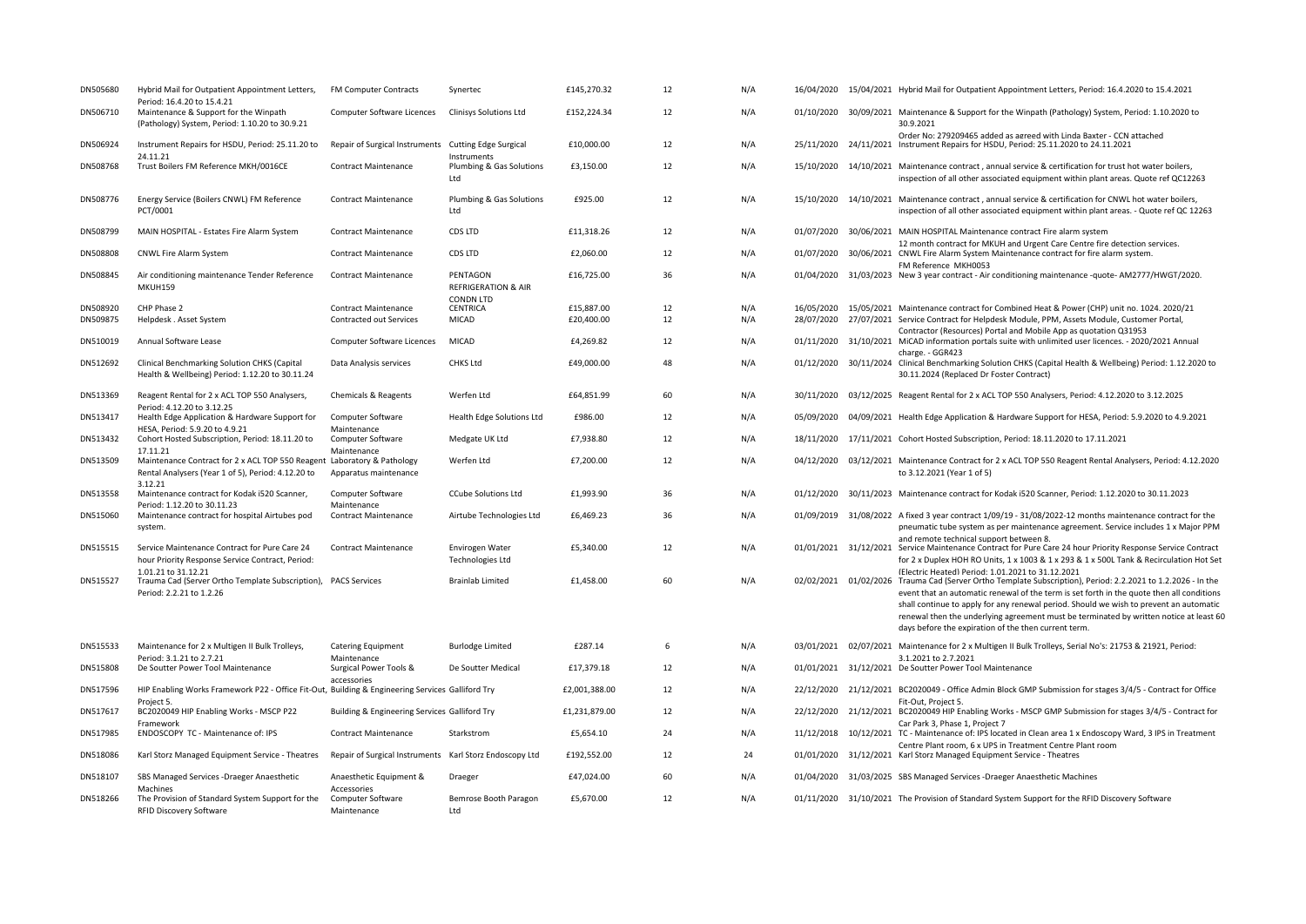| | | | | | | | | | |
|---|---|---|---|---|---|---|---|---|---|
| DN505680 | Hybrid Mail for Outpatient Appointment Letters, Period: 16.4.20 to 15.4.21 | FM Computer Contracts | Synertec | £145,270.32 | 12 | N/A | 16/04/2020 | 15/04/2021 | Hybrid Mail for Outpatient Appointment Letters, Period: 16.4.2020 to 15.4.2021 |
| DN506710 | Maintenance & Support for the Winpath (Pathology) System, Period: 1.10.20 to 30.9.21 | Computer Software Licences | Clinisys Solutions Ltd | £152,224.34 | 12 | N/A | 01/10/2020 | 30/09/2021 | Maintenance & Support for the Winpath (Pathology) System, Period: 1.10.2020 to 30.9.2021 |
| DN506924 | Instrument Repairs for HSDU, Period: 25.11.20 to 24.11.21 | Repair of Surgical Instruments | Cutting Edge Surgical Instruments | £10,000.00 | 12 | N/A | 25/11/2020 | 24/11/2021 | Order No: 27209465 added as aereed with Linda Baxter - CCN attached Instrument Repairs for HSDU, Period: 25.11.2020 to 24.11.2021 |
| DN508768 | Trust Boilers FM Reference MKH/0016CE | Contract Maintenance | Plumbing & Gas Solutions Ltd | £3,150.00 | 12 | N/A | 15/10/2020 | 14/10/2021 | Maintenance contract , annual service & certification for trust hot water boilers, inspection of all other associated equipment within plant areas. Quote ref QC12263 |
| DN508776 | Energy Service (Boilers CNWL) FM Reference PCT/0001 | Contract Maintenance | Plumbing & Gas Solutions Ltd | £925.00 | 12 | N/A | 15/10/2020 | 14/10/2021 | Maintenance contract , annual service & certification for CNWL hot water boilers, inspection of all other associated equipment within plant areas. - Quote ref QC 12263 |
| DN508799 | MAIN HOSPITAL - Estates Fire Alarm System | Contract Maintenance | CDS LTD | £11,318.26 | 12 | N/A | 01/07/2020 | 30/06/2021 | MAIN HOSPITAL Maintenance contract Fire alarm system 12 month contract for MKUH and Urgent Care Centre fire detection services. |
| DN508808 | CNWL Fire Alarm System | Contract Maintenance | CDS LTD | £2,060.00 | 12 | N/A | 01/07/2020 | 30/06/2021 | CNWL Fire Alarm System Maintenance contract for fire alarm system. FM Reference MKH0053 |
| DN508845 | Air conditioning maintenance Tender Reference MKUH159 | Contract Maintenance | PENTAGON REFRIGERATION & AIR CONDN LTD | £16,725.00 | 36 | N/A | 01/04/2020 | 31/03/2023 | New 3 year contract - Air conditioning maintenance -quote- AM2777/HWGT/2020. |
| DN508920 | CHP Phase 2 | Contract Maintenance | CENTRICA | £15,887.00 | 12 | N/A | 16/05/2020 | 15/05/2021 | Maintenance contract for Combined Heat & Power (CHP) unit no. 1024. 2020/21 |
| DN509875 | Helpdesk . Asset System | Contracted out Services | MICAD | £20,400.00 | 12 | N/A | 28/07/2020 | 27/07/2021 | Service Contract for Helpdesk Module, PPM, Assets Module, Customer Portal, Contractor (Resources) Portal and Mobile App as quotation Q31953 |
| DN510019 | Annual Software Lease | Computer Software Licences | MICAD | £4,269.82 | 12 | N/A | 01/11/2020 | 31/10/2021 | MiCAD information portals suite with unlimited user licences. - 2020/2021 Annual charge. - GGR423 |
| DN512692 | Clinical Benchmarking Solution CHKS (Capital Health & Wellbeing) Period: 1.12.20 to 30.11.24 | Data Analysis services | CHKS Ltd | £49,000.00 | 48 | N/A | 01/12/2020 | 30/11/2024 | Clinical Benchmarking Solution CHKS (Capital Health & Wellbeing) Period: 1.12.2020 to 30.11.2024 (Replaced Dr Foster Contract) |
| DN513369 | Reagent Rental for 2 x ACL TOP 550 Analysers, Period: 4.12.20 to 3.12.25 | Chemicals & Reagents | Werfen Ltd | £64,851.99 | 60 | N/A | 30/11/2020 | 03/12/2025 | Reagent Rental for 2 x ACL TOP 550 Analysers, Period: 4.12.2020 to 3.12.2025 |
| DN513417 | Health Edge Application & Hardware Support for HESA, Period: 5.9.20 to 4.9.21 | Computer Software Maintenance | Health Edge Solutions Ltd | £986.00 | 12 | N/A | 05/09/2020 | 04/09/2021 | Health Edge Application & Hardware Support for HESA, Period: 5.9.2020 to 4.9.2021 |
| DN513432 | Cohort Hosted Subscription, Period: 18.11.20 to 17.11.21 | Computer Software Maintenance | Medgate UK Ltd | £7,938.80 | 12 | N/A | 18/11/2020 | 17/11/2021 | Cohort Hosted Subscription, Period: 18.11.2020 to 17.11.2021 |
| DN513509 | Maintenance Contract for 2 x ACL TOP 550 Reagent Rental Analysers (Year 1 of 5), Period: 4.12.20 to 3.12.21 | Laboratory & Pathology Apparatus maintenance | Werfen Ltd | £7,200.00 | 12 | N/A | 04/12/2020 | 03/12/2021 | Maintenance Contract for 2 x ACL TOP 550 Reagent Rental Analysers, Period: 4.12.2020 to 3.12.2021 (Year 1 of 5) |
| DN513558 | Maintenance contract for Kodak i520 Scanner, Period: 1.12.20 to 30.11.23 | Computer Software Maintenance | CCube Solutions Ltd | £1,993.90 | 36 | N/A | 01/12/2020 | 30/11/2023 | Maintenance contract for Kodak i520 Scanner, Period: 1.12.2020 to 30.11.2023 |
| DN515060 | Maintenance contract for hospital Airtubes pod system. | Contract Maintenance | Airtube Technologies Ltd | £6,469.23 | 36 | N/A | 01/09/2019 | 31/08/2022 | A fixed 3 year contract 1/09/19 - 31/08/2022-12 months maintenance contract for the pneumatic tube system as per maintenance agreement. Service includes 1 x Major PPM and remote technical support between 8. |
| DN515515 | Service Maintenance Contract for Pure Care 24 hour Priority Response Service Contract, Period: 1.01.21 to 31.12.21 | Contract Maintenance | Envirogen Water Technologies Ltd | £5,340.00 | 12 | N/A | 01/01/2021 | 31/12/2021 | Service Maintenance Contract for Pure Care 24 hour Priority Response Service Contract for 2 x Duplex HOH RO Units, 1 x 1003 & 1 x 293 & 1 x 500L Tank & Recirculation Hot Set (Electric Heated) Period: 1.01.2021 to 31.12.2021 |
| DN515527 | Trauma Cad (Server Ortho Template Subscription), Period: 2.2.21 to 1.2.26 | PACS Services | Brainlab Limited | £1,458.00 | 60 | N/A | 02/02/2021 | 01/02/2026 | Trauma Cad (Server Ortho Template Subscription), Period: 2.2.2021 to 1.2.2026 - In the event that an automatic renewal of the term is set forth in the quote then all conditions shall continue to apply for any renewal period. Should we wish to prevent an automatic renewal then the underlying agreement must be terminated by written notice at least 60 days before the expiration of the then current term. |
| DN515533 | Maintenance for 2 x Multigen II Bulk Trolleys, Period: 3.1.21 to 2.7.21 | Catering Equipment Maintenance | Burlodge Limited | £287.14 | 6 | N/A | 03/01/2021 | 02/07/2021 | Maintenance for 2 x Multigen II Bulk Trolleys, Serial No's: 21753 & 21921, Period: 3.1.2021 to 2.7.2021 |
| DN515808 | De Soutter Power Tool Maintenance | Surgical Power Tools & accessories | De Soutter Medical | £17,379.18 | 12 | N/A | 01/01/2021 | 31/12/2021 | De Soutter Power Tool Maintenance |
| DN517596 | HIP Enabling Works Framework P22 - Office Fit-Out, Project 5. | Building & Engineering Services | Galliford Try | £2,001,388.00 | 12 | N/A | 22/12/2020 | 21/12/2021 | BC2020049 - Office Admin Block GMP Submission for stages 3/4/5 - Contract for Office Fit-Out, Project 5. |
| DN517617 | BC2020049 HIP Enabling Works - MSCP P22 Framework | Building & Engineering Services | Galliford Try | £1,231,879.00 | 12 | N/A | 22/12/2020 | 21/12/2021 | BC2020049 HIP Enabling Works - MSCP GMP Submission for stages 3/4/5 - Contract for Car Park 3, Phase 1, Project 7 |
| DN517985 | ENDOSCOPY TC - Maintenance of: IPS | Contract Maintenance | Starkstrom | £5,654.10 | 24 | N/A | 11/12/2018 | 10/12/2021 | TC - Maintenance of: IPS located in Clean area 1 x Endoscopy Ward, 3 IPS in Treatment Centre Plant room, 6 x UPS in Treatment Centre Plant room |
| DN518086 | Karl Storz Managed Equipment Service - Theatres | Repair of Surgical Instruments | Karl Storz Endoscopy Ltd | £192,552.00 | 12 | 24 | 01/01/2020 | 31/12/2021 | Karl Storz Managed Equipment Service - Theatres |
| DN518107 | SBS Managed Services -Draeger Anaesthetic Machines | Anaesthetic Equipment & Accessories | Draeger | £47,024.00 | 60 | N/A | 01/04/2020 | 31/03/2025 | SBS Managed Services -Draeger Anaesthetic Machines |
| DN518266 | The Provision of Standard System Support for the RFID Discovery Software | Computer Software Maintenance | Bemrose Booth Paragon Ltd | £5,670.00 | 12 | N/A | 01/11/2020 | 31/10/2021 | The Provision of Standard System Support for the RFID Discovery Software |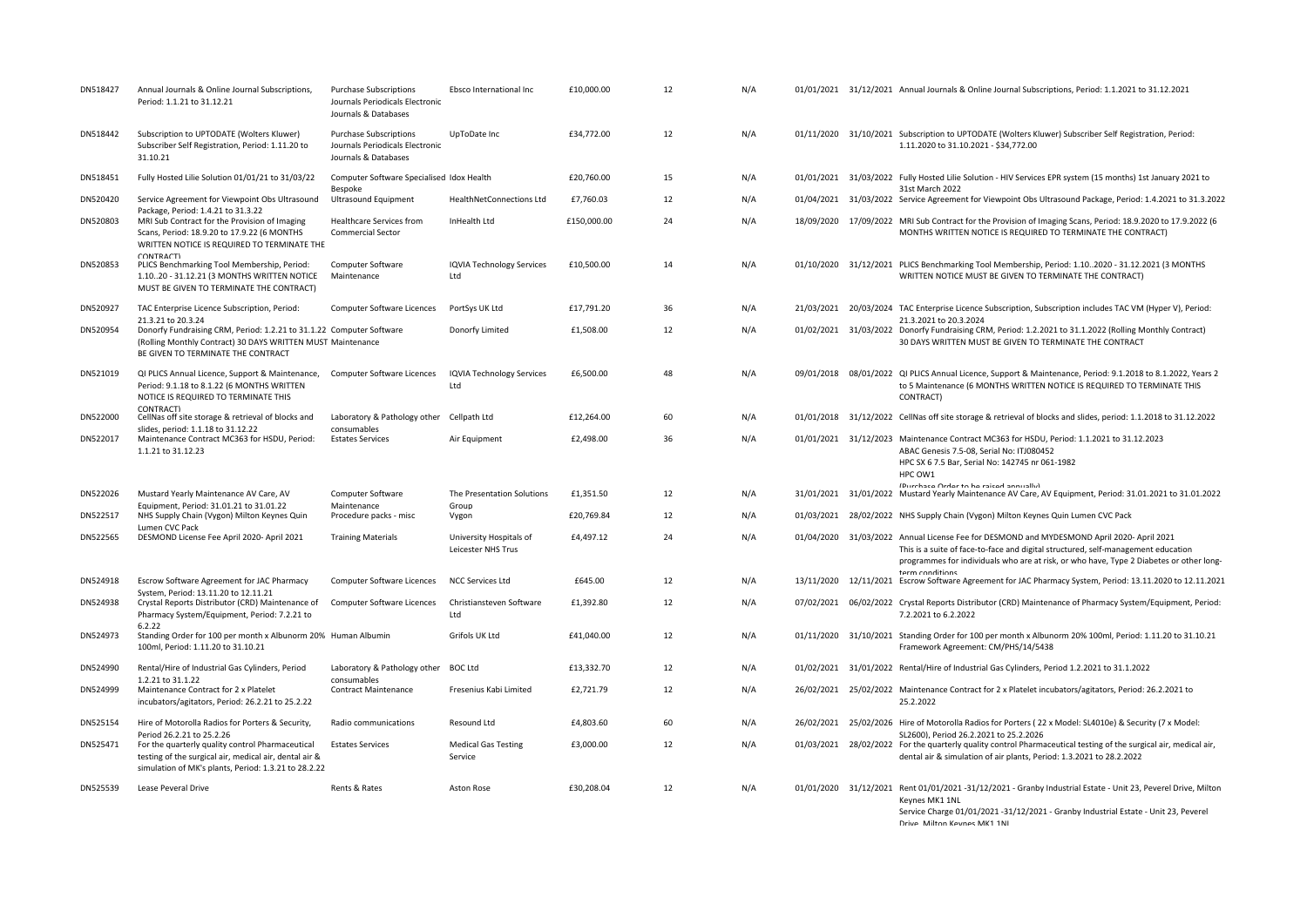| DN518427 | Annual Journals & Online Journal Subscriptions, Period: 1.1.21 to 31.12.21 | Purchase Subscriptions Journals Periodicals Electronic Journals & Databases | Ebsco International Inc | £10,000.00 | 12 | N/A | 01/01/2021 | 31/12/2021 | Annual Journals & Online Journal Subscriptions, Period: 1.1.2021 to 31.12.2021 |
|---|---|---|---|---|---|---|---|---|---|
| DN518442 | Subscription to UPTODATE (Wolters Kluwer) Subscriber Self Registration, Period: 1.11.20 to 31.10.21 | Purchase Subscriptions Journals Periodicals Electronic Journals & Databases | UpToDate Inc | £34,772.00 | 12 | N/A | 01/11/2020 | 31/10/2021 | Subscription to UPTODATE (Wolters Kluwer) Subscriber Self Registration, Period: 1.11.2020 to 31.10.2021 - $34,772.00 |
| DN518451 | Fully Hosted Lilie Solution 01/01/21 to 31/03/22 | Computer Software Specialised Bespoke | Idox Health | £20,760.00 | 15 | N/A | 01/01/2021 | 31/03/2022 | Fully Hosted Lilie Solution - HIV Services EPR system (15 months) 1st January 2021 to 31st March 2022 |
| DN520420 | Service Agreement for Viewpoint Obs Ultrasound Package, Period: 1.4.21 to 31.3.22 | Ultrasound Equipment | HealthNetConnections Ltd | £7,760.03 | 12 | N/A | 01/04/2021 | 31/03/2022 | Service Agreement for Viewpoint Obs Ultrasound Package, Period: 1.4.2021 to 31.3.2022 |
| DN520803 | MRI Sub Contract for the Provision of Imaging Scans, Period: 18.9.20 to 17.9.22 (6 MONTHS WRITTEN NOTICE IS REQUIRED TO TERMINATE THE CONTRACT) | Healthcare Services from Commercial Sector | InHealth Ltd | £150,000.00 | 24 | N/A | 18/09/2020 | 17/09/2022 | MRI Sub Contract for the Provision of Imaging Scans, Period: 18.9.2020 to 17.9.2022 (6 MONTHS WRITTEN NOTICE IS REQUIRED TO TERMINATE THE CONTRACT) |
| DN520853 | PLICS Benchmarking Tool Membership, Period: 1.10..20 - 31.12.21 (3 MONTHS WRITTEN NOTICE MUST BE GIVEN TO TERMINATE THE CONTRACT) | Computer Software Maintenance | IQVIA Technology Services Ltd | £10,500.00 | 14 | N/A | 01/10/2020 | 31/12/2021 | PLICS Benchmarking Tool Membership, Period: 1.10..2020 - 31.12.2021 (3 MONTHS WRITTEN NOTICE MUST BE GIVEN TO TERMINATE THE CONTRACT) |
| DN520927 | TAC Enterprise Licence Subscription, Period: 21.3.21 to 20.3.24 | Computer Software Licences | PortSys UK Ltd | £17,791.20 | 36 | N/A | 21/03/2021 | 20/03/2024 | TAC Enterprise Licence Subscription, Subscription includes TAC VM (Hyper V), Period: 21.3.2021 to 20.3.2024 |
| DN520954 | Donorfy Fundraising CRM, Period: 1.2.21 to 31.1.22 (Rolling Monthly Contract) 30 DAYS WRITTEN MUST BE GIVEN TO TERMINATE THE CONTRACT | Computer Software Maintenance | Donorfy Limited | £1,508.00 | 12 | N/A | 01/02/2021 | 31/03/2022 | Donorfy Fundraising CRM, Period: 1.2.2021 to 31.1.2022 (Rolling Monthly Contract) 30 DAYS WRITTEN MUST BE GIVEN TO TERMINATE THE CONTRACT |
| DN521019 | QI PLICS Annual Licence, Support & Maintenance, Period: 9.1.18 to 8.1.22 (6 MONTHS WRITTEN NOTICE IS REQUIRED TO TERMINATE THIS CONTRACT) | Computer Software Licences | IQVIA Technology Services Ltd | £6,500.00 | 48 | N/A | 09/01/2018 | 08/01/2022 | QI PLICS Annual Licence, Support & Maintenance, Period: 9.1.2018 to 8.1.2022, Years 2 to 5 Maintenance (6 MONTHS WRITTEN NOTICE IS REQUIRED TO TERMINATE THIS CONTRACT) |
| DN522000 | CellNas off site storage & retrieval of blocks and slides, period: 1.1.18 to 31.12.22 | Laboratory & Pathology other consumables | Cellpath Ltd | £12,264.00 | 60 | N/A | 01/01/2018 | 31/12/2022 | CellNas off site storage & retrieval of blocks and slides, period: 1.1.2018 to 31.12.2022 |
| DN522017 | Maintenance Contract MC363 for HSDU, Period: 1.1.21 to 31.12.23 | Estates Services | Air Equipment | £2,498.00 | 36 | N/A | 01/01/2021 | 31/12/2023 | Maintenance Contract MC363 for HSDU, Period: 1.1.2021 to 31.12.2023 ABAC Genesis 7.5-08, Serial No: ITJ080452 HPC SX 6 7.5 Bar, Serial No: 142745 nr 061-1982 HPC OW1 (Purchase Order to be raised annually) |
| DN522026 | Mustard Yearly Maintenance AV Care, AV Equipment, Period: 31.01.21 to 31.01.22 | Computer Software Maintenance | The Presentation Solutions Group | £1,351.50 | 12 | N/A | 31/01/2021 | 31/01/2022 | Mustard Yearly Maintenance AV Care, AV Equipment, Period: 31.01.2021 to 31.01.2022 |
| DN522517 | NHS Supply Chain (Vygon) Milton Keynes Quin Lumen CVC Pack | Procedure packs - misc | Vygon | £20,769.84 | 12 | N/A | 01/03/2021 | 28/02/2022 | NHS Supply Chain (Vygon) Milton Keynes Quin Lumen CVC Pack |
| DN522565 | DESMOND License Fee April 2020- April 2021 | Training Materials | University Hospitals of Leicester NHS Trus | £4,497.12 | 24 | N/A | 01/04/2020 | 31/03/2022 | Annual License Fee for DESMOND and MYDESMOND April 2020- April 2021 This is a suite of face-to-face and digital structured, self-management education programmes for individuals who are at risk, or who have, Type 2 Diabetes or other long-term conditions |
| DN524918 | Escrow Software Agreement for JAC Pharmacy System, Period: 13.11.20 to 12.11.21 | Computer Software Licences | NCC Services Ltd | £645.00 | 12 | N/A | 13/11/2020 | 12/11/2021 | Escrow Software Agreement for JAC Pharmacy System, Period: 13.11.2020 to 12.11.2021 |
| DN524938 | Crystal Reports Distributor (CRD) Maintenance of Pharmacy System/Equipment, Period: 7.2.21 to 6.2.22 | Computer Software Licences | Christiansteven Software Ltd | £1,392.80 | 12 | N/A | 07/02/2021 | 06/02/2022 | Crystal Reports Distributor (CRD) Maintenance of Pharmacy System/Equipment, Period: 7.2.2021 to 6.2.2022 |
| DN524973 | Standing Order for 100 per month x Albunorm 20% 100ml, Period: 1.11.20 to 31.10.21 | Human Albumin | Grifols UK Ltd | £41,040.00 | 12 | N/A | 01/11/2020 | 31/10/2021 | Standing Order for 100 per month x Albunorm 20% 100ml, Period: 1.11.20 to 31.10.21 Framework Agreement: CM/PHS/14/5438 |
| DN524990 | Rental/Hire of Industrial Gas Cylinders, Period 1.2.21 to 31.1.22 | Laboratory & Pathology other consumables | BOC Ltd | £13,332.70 | 12 | N/A | 01/02/2021 | 31/01/2022 | Rental/Hire of Industrial Gas Cylinders, Period 1.2.2021 to 31.1.2022 |
| DN524999 | Maintenance Contract for 2 x Platelet incubators/agitators, Period: 26.2.21 to 25.2.22 | Contract Maintenance | Fresenius Kabi Limited | £2,721.79 | 12 | N/A | 26/02/2021 | 25/02/2022 | Maintenance Contract for 2 x Platelet incubators/agitators, Period: 26.2.2021 to 25.2.2022 |
| DN525154 | Hire of Motorolla Radios for Porters & Security, Period 26.2.21 to 25.2.26 | Radio communications | Resound Ltd | £4,803.60 | 60 | N/A | 26/02/2021 | 25/02/2026 | Hire of Motorolla Radios for Porters ( 22 x Model: SL4010e) & Security (7 x Model: SL2600), Period 26.2.2021 to 25.2.2026 |
| DN525471 | For the quarterly quality control Pharmaceutical testing of the surgical air, medical air & simulation of MK's plants, Period: 1.3.21 to 28.2.22 | Estates Services | Medical Gas Testing Service | £3,000.00 | 12 | N/A | 01/03/2021 | 28/02/2022 | For the quarterly quality control Pharmaceutical testing of the surgical air, medical air, dental air & simulation of air plants, Period: 1.3.2021 to 28.2.2022 |
| DN525539 | Lease Peveral Drive | Rents & Rates | Aston Rose | £30,208.04 | 12 | N/A | 01/01/2020 | 31/12/2021 | Rent 01/01/2021 -31/12/2021 - Granby Industrial Estate - Unit 23, Peverel Drive, Milton Keynes MK1 1NL Service Charge 01/01/2021 -31/12/2021 - Granby Industrial Estate - Unit 23, Peverel Drive, Milton Keynes MK1 1NL |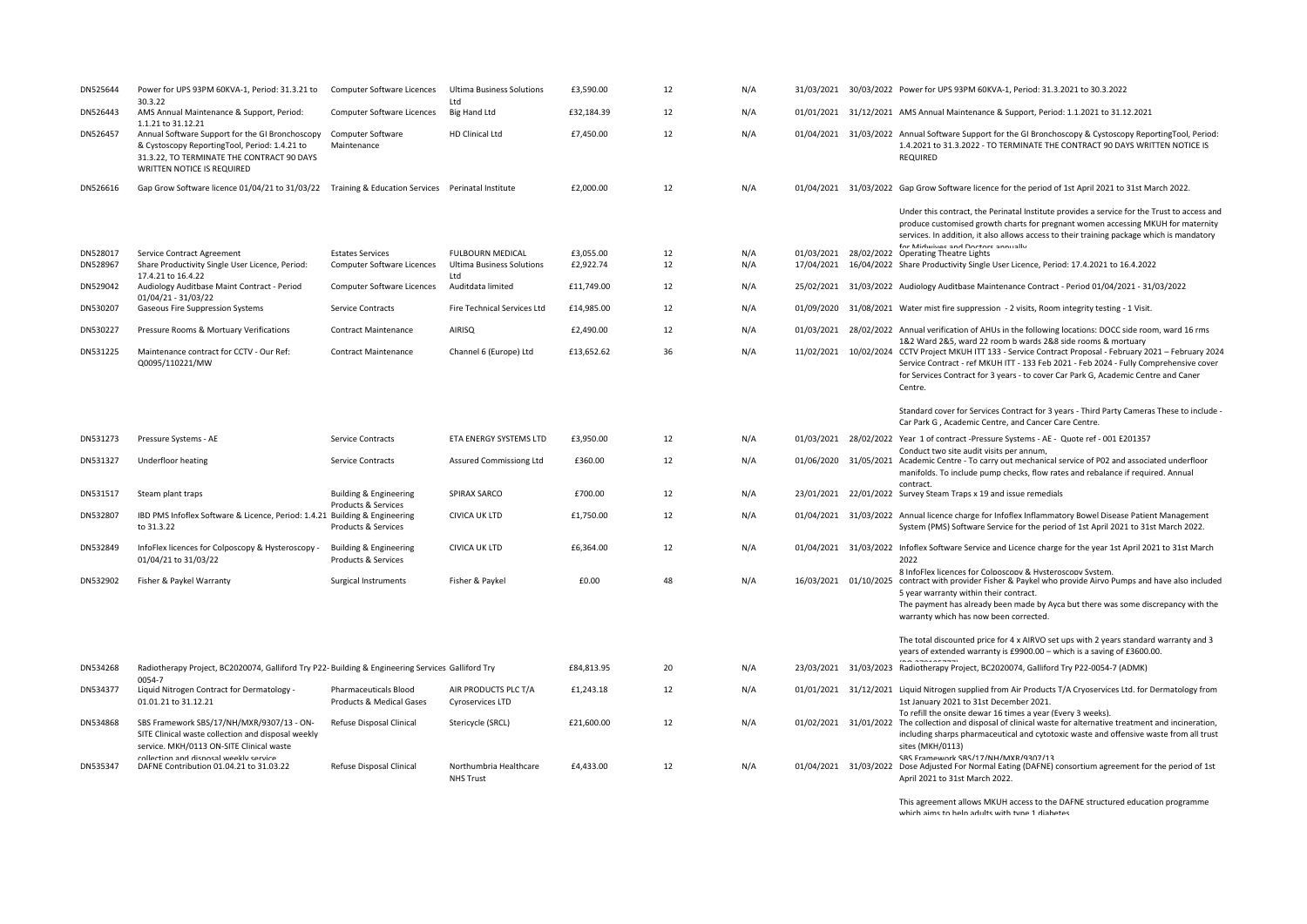| | | | | | | | | | |
|---|---|---|---|---|---|---|---|---|---|
| DN525644 | Power for UPS 93PM 60KVA-1, Period: 31.3.21 to 30.3.22 | Computer Software Licences | Ultima Business Solutions Ltd | £3,590.00 | 12 | N/A | 31/03/2021 | 30/03/2022 | Power for UPS 93PM 60KVA-1, Period: 31.3.2021 to 30.3.2022 |
| DN526443 | AMS Annual Maintenance & Support, Period: 1.1.21 to 31.12.21 | Computer Software Licences | Big Hand Ltd | £32,184.39 | 12 | N/A | 01/01/2021 | 31/12/2021 | AMS Annual Maintenance & Support, Period: 1.1.2021 to 31.12.2021 |
| DN526457 | Annual Software Support for the GI Bronchoscopy & Cystoscopy ReportingTool, Period: 1.4.21 to 31.3.22, TO TERMINATE THE CONTRACT 90 DAYS WRITTEN NOTICE IS REQUIRED | Computer Software Maintenance | HD Clinical Ltd | £7,450.00 | 12 | N/A | 01/04/2021 | 31/03/2022 | Annual Software Support for the GI Bronchoscopy & Cystoscopy ReportingTool, Period: 1.4.2021 to 31.3.2022 - TO TERMINATE THE CONTRACT 90 DAYS WRITTEN NOTICE IS REQUIRED |
| DN526616 | Gap Grow Software licence 01/04/21 to 31/03/22 | Training & Education Services | Perinatal Institute | £2,000.00 | 12 | N/A | 01/04/2021 | 31/03/2022 | Gap Grow Software licence for the period of 1st April 2021 to 31st March 2022.<br><br>Under this contract, the Perinatal Institute provides a service for the Trust to access and produce customised growth charts for pregnant women accessing MKUH for maternity services. In addition, it also allows access to their training package which is mandatory for Midwives and Doctors annually |
| DN528017 | Service Contract Agreement | Estates Services | FULBOURN MEDICAL | £3,055.00 | 12 | N/A | 01/03/2021 | 28/02/2022 | Operating Theatre Lights |
| DN528967 | Share Productivity Single User Licence, Period: 17.4.21 to 16.4.22 | Computer Software Licences | Ultima Business Solutions Ltd | £2,922.74 | 12 | N/A | 17/04/2021 | 16/04/2022 | Share Productivity Single User Licence, Period: 17.4.2021 to 16.4.2022 |
| DN529042 | Audiology Auditbase Maint Contract - Period 01/04/21 - 31/03/22 | Computer Software Licences | Auditdata limited | £11,749.00 | 12 | N/A | 25/02/2021 | 31/03/2022 | Audiology Auditbase Maintenance Contract - Period 01/04/2021 - 31/03/2022 |
| DN530207 | Gaseous Fire Suppression Systems | Service Contracts | Fire Technical Services Ltd | £14,985.00 | 12 | N/A | 01/09/2020 | 31/08/2021 | Water mist fire suppression - 2 visits, Room integrity testing - 1 Visit. |
| DN530227 | Pressure Rooms & Mortuary Verifications | Contract Maintenance | AIRISQ | £2,490.00 | 12 | N/A | 01/03/2021 | 28/02/2022 | Annual verification of AHUs in the following locations: DOCC side room, ward 16 rms 1&2 Ward 2&5, ward 22 room b wards 2&8 side rooms & mortuary |
| DN531225 | Maintenance contract for CCTV - Our Ref: Q0095/110221/MW | Contract Maintenance | Channel 6 (Europe) Ltd | £13,652.62 | 36 | N/A | 11/02/2021 | 10/02/2024 | CCTV Project MKUH ITT 133 - Service Contract Proposal - February 2021 – February 2024 Service Contract - ref MKUH ITT - 133 Feb 2021 - Feb 2024 - Fully Comprehensive cover for Services Contract for 3 years - to cover Car Park G, Academic Centre and Caner Centre.<br><br>Standard cover for Services Contract for 3 years - Third Party Cameras These to include - Car Park G , Academic Centre, and Cancer Care Centre. |
| DN531273 | Pressure Systems - AE | Service Contracts | ETA ENERGY SYSTEMS LTD | £3,950.00 | 12 | N/A | 01/03/2021 | 28/02/2022 | Year 1 of contract -Pressure Systems - AE - Quote ref - 001 E201357 Conduct two site audit visits per annum, |
| DN531327 | Underfloor heating | Service Contracts | Assured Commissiong Ltd | £360.00 | 12 | N/A | 01/06/2020 | 31/05/2021 | Academic Centre - To carry out mechanical service of P02 and associated underfloor manifolds. To include pump checks, flow rates and rebalance if required. Annual contract. |
| DN531517 | Steam plant traps | Building & Engineering Products & Services | SPIRAX SARCO | £700.00 | 12 | N/A | 23/01/2021 | 22/01/2022 | Survey Steam Traps x 19 and issue remedials |
| DN532807 | IBD PMS Infoflex Software & Licence, Period: 1.4.21 to 31.3.22 | Building & Engineering Products & Services | CIVICA UK LTD | £1,750.00 | 12 | N/A | 01/04/2021 | 31/03/2022 | Annual licence charge for Infoflex Inflammatory Bowel Disease Patient Management System (PMS) Software Service for the period of 1st April 2021 to 31st March 2022. |
| DN532849 | InfoFlex licences for Colposcopy & Hysteroscopy - 01/04/21 to 31/03/22 | Building & Engineering Products & Services | CIVICA UK LTD | £6,364.00 | 12 | N/A | 01/04/2021 | 31/03/2022 | Infoflex Software Service and Licence charge for the year 1st April 2021 to 31st March 2022<br>8 InfoFlex licences for Colposcopy & Hysteroscopy System. |
| DN532902 | Fisher & Paykel Warranty | Surgical Instruments | Fisher & Paykel | £0.00 | 48 | N/A | 16/03/2021 | 01/10/2025 | contract with provider Fisher & Paykel who provide Airvo Pumps and have also included 5 year warranty within their contract.<br>The payment has already been made by Ayca but there was some discrepancy with the warranty which has now been corrected.<br><br>The total discounted price for 4 x AIRVO set ups with 2 years standard warranty and 3 years of extended warranty is £9900.00 – which is a saving of £3600.00. |
| DN534268 | Radiotherapy Project, BC2020074, Galliford Try P22-0054-7 | Building & Engineering Services | Galliford Try | £84,813.95 | 20 | N/A | 23/03/2021 | 31/03/2023 | Radiotherapy Project, BC2020074, Galliford Try P22-0054-7 (ADMK) |
| DN534377 | Liquid Nitrogen Contract for Dermatology - 01.01.21 to 31.12.21 | Pharmaceuticals Blood Products & Medical Gases | AIR PRODUCTS PLC T/A Cyroservices LTD | £1,243.18 | 12 | N/A | 01/01/2021 | 31/12/2021 | Liquid Nitrogen supplied from Air Products T/A Cryoservices Ltd. for Dermatology from 1st January 2021 to 31st December 2021.<br>To refill the onsite dewar 16 times a year (Every 3 weeks). |
| DN534868 | SBS Framework SBS/17/NH/MXR/9307/13 - ON-SITE Clinical waste collection and disposal weekly service. MKH/0113 ON-SITE Clinical waste collection and disposal weekly service | Refuse Disposal Clinical | Stericycle (SRCL) | £21,600.00 | 12 | N/A | 01/02/2021 | 31/01/2022 | The collection and disposal of clinical waste for alternative treatment and incineration, including sharps pharmaceutical and cytotoxic waste and offensive waste from all trust sites (MKH/0113)<br>SBS Framework SBS/17/NH/MXR/9307/13 |
| DN535347 | DAFNE Contribution 01.04.21 to 31.03.22 | Refuse Disposal Clinical | Northumbria Healthcare NHS Trust | £4,433.00 | 12 | N/A | 01/04/2021 | 31/03/2022 | Dose Adjusted For Normal Eating (DAFNE) consortium agreement for the period of 1st April 2021 to 31st March 2022.<br><br>This agreement allows MKUH access to the DAFNE structured education programme which aims to help adults with type 1 diabetes |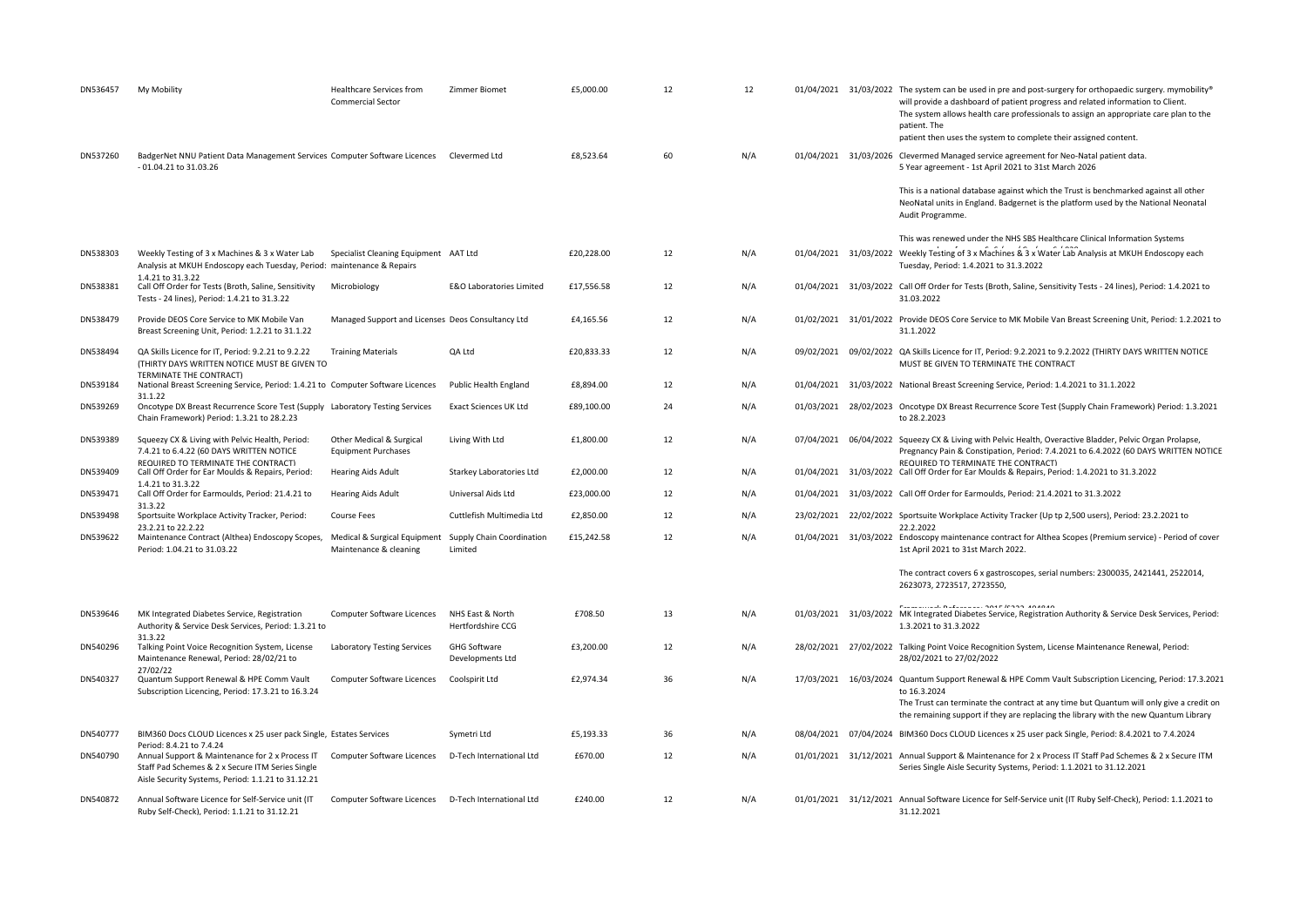| | | | | | | | | | |
|---|---|---|---|---|---|---|---|---|---|
| DN536457 | My Mobility | Healthcare Services from Commercial Sector | Zimmer Biomet | £5,000.00 | 12 | 12 | 01/04/2021 | 31/03/2022 | The system can be used in pre and post-surgery for orthopaedic surgery. mymobility® will provide a dashboard of patient progress and related information to Client. The system allows health care professionals to assign an appropriate care plan to the patient. The patient then uses the system to complete their assigned content. |
| DN537260 | BadgerNet NNU Patient Data Management Services - 01.04.21 to 31.03.26 | Computer Software Licences | Clevermed Ltd | £8,523.64 | 60 | N/A | 01/04/2021 | 31/03/2026 | Clevermed Managed service agreement for Neo-Natal patient data. 5 Year agreement - 1st April 2021 to 31st March 2026<br><br>This is a national database against which the Trust is benchmarked against all other NeoNatal units in England. Badgernet is the platform used by the National Neonatal Audit Programme.<br><br>This was renewed under the NHS SBS Healthcare Clinical Information Systems |
| DN538303 | Weekly Testing of 3 x Machines & 3 x Water Lab Analysis at MKUH Endoscopy each Tuesday, Period: 1.4.21 to 31.3.22 | Specialist Cleaning Equipment maintenance & Repairs | AAT Ltd | £20,228.00 | 12 | N/A | 01/04/2021 | 31/03/2022 | Weekly Testing of 3 x Machines & 3 x Water Lab Analysis at MKUH Endoscopy each Tuesday, Period: 1.4.2021 to 31.3.2022 |
| DN538381 | Call Off Order for Tests (Broth, Saline, Sensitivity Tests - 24 lines), Period: 1.4.21 to 31.3.22 | Microbiology | E&O Laboratories Limited | £17,556.58 | 12 | N/A | 01/04/2021 | 31/03/2022 | Call Off Order for Tests (Broth, Saline, Sensitivity Tests - 24 lines), Period: 1.4.2021 to 31.03.2022 |
| DN538479 | Provide DEOS Core Service to MK Mobile Van Breast Screening Unit, Period: 1.2.21 to 31.1.22 | Managed Support and Licenses | Deos Consultancy Ltd | £4,165.56 | 12 | N/A | 01/02/2021 | 31/01/2022 | Provide DEOS Core Service to MK Mobile Van Breast Screening Unit, Period: 1.2.2021 to 31.1.2022 |
| DN538494 | QA Skills Licence for IT, Period: 9.2.21 to 9.2.22 (THIRTY DAYS WRITTEN NOTICE MUST BE GIVEN TO TERMINATE THE CONTRACT) | Training Materials | QA Ltd | £20,833.33 | 12 | N/A | 09/02/2021 | 09/02/2022 | QA Skills Licence for IT, Period: 9.2.2021 to 9.2.2022 (THIRTY DAYS WRITTEN NOTICE MUST BE GIVEN TO TERMINATE THE CONTRACT |
| DN539184 | National Breast Screening Service, Period: 1.4.21 to 31.1.22 | Computer Software Licences | Public Health England | £8,894.00 | 12 | N/A | 01/04/2021 | 31/03/2022 | National Breast Screening Service, Period: 1.4.2021 to 31.1.2022 |
| DN539269 | Oncotype DX Breast Recurrence Score Test (Supply Chain Framework) Period: 1.3.21 to 28.2.23 | Laboratory Testing Services | Exact Sciences UK Ltd | £89,100.00 | 24 | N/A | 01/03/2021 | 28/02/2023 | Oncotype DX Breast Recurrence Score Test (Supply Chain Framework) Period: 1.3.2021 to 28.2.2023 |
| DN539389 | Squeezy CX & Living with Pelvic Health, Period: 7.4.21 to 6.4.22 (60 DAYS WRITTEN NOTICE REQUIRED TO TERMINATE THE CONTRACT) | Other Medical & Surgical Equipment Purchases | Living With Ltd | £1,800.00 | 12 | N/A | 07/04/2021 | 06/04/2022 | Squeezy CX & Living with Pelvic Health, Overactive Bladder, Pelvic Organ Prolapse, Pregnancy Pain & Constipation, Period: 7.4.2021 to 6.4.2022 (60 DAYS WRITTEN NOTICE REQUIRED TO TERMINATE THE CONTRACT) |
| DN539409 | Call Off Order for Ear Moulds & Repairs, Period: 1.4.21 to 31.3.22 | Hearing Aids Adult | Starkey Laboratories Ltd | £2,000.00 | 12 | N/A | 01/04/2021 | 31/03/2022 | Call Off Order for Ear Moulds & Repairs, Period: 1.4.2021 to 31.3.2022 |
| DN539471 | Call Off Order for Earmoulds, Period: 21.4.21 to 31.3.22 | Hearing Aids Adult | Universal Aids Ltd | £23,000.00 | 12 | N/A | 01/04/2021 | 31/03/2022 | Call Off Order for Earmoulds, Period: 21.4.2021 to 31.3.2022 |
| DN539498 | Sportsuite Workplace Activity Tracker, Period: 23.2.21 to 22.2.22 | Course Fees | Cuttlefish Multimedia Ltd | £2,850.00 | 12 | N/A | 23/02/2021 | 22/02/2022 | Sportsuite Workplace Activity Tracker (Up tp 2,500 users), Period: 23.2.2021 to 22.2.2022 |
| DN539622 | Maintenance Contract (Althea) Endoscopy Scopes, Period: 1.04.21 to 31.03.22 | Medical & Surgical Equipment Maintenance & cleaning | Supply Chain Coordination Limited | £15,242.58 | 12 | N/A | 01/04/2021 | 31/03/2022 | Endoscopy maintenance contract for Althea Scopes (Premium service) - Period of cover 1st April 2021 to 31st March 2022.<br><br>The contract covers 6 x gastroscopes, serial numbers: 2300035, 2421441, 2522014, 2623073, 2723517, 2723550, |
| DN539646 | MK Integrated Diabetes Service, Registration Authority & Service Desk Services, Period: 1.3.21 to 31.3.22 | Computer Software Licences | NHS East & North Hertfordshire CCG | £708.50 | 13 | N/A | 01/03/2021 | 31/03/2022 | MK Integrated Diabetes Service, Registration Authority & Service Desk Services, Period: 1.3.2021 to 31.3.2022 |
| DN540296 | Talking Point Voice Recognition System, License Maintenance Renewal, Period: 28/02/21 to 27/02/22 | Laboratory Testing Services | GHG Software Developments Ltd | £3,200.00 | 12 | N/A | 28/02/2021 | 27/02/2022 | Talking Point Voice Recognition System, License Maintenance Renewal, Period: 28/02/2021 to 27/02/2022 |
| DN540327 | Quantum Support Renewal & HPE Comm Vault Subscription Licencing, Period: 17.3.21 to 16.3.24 | Computer Software Licences | Coolspirit Ltd | £2,974.34 | 36 | N/A | 17/03/2021 | 16/03/2024 | Quantum Support Renewal & HPE Comm Vault Subscription Licencing, Period: 17.3.2021 to 16.3.2024<br>The Trust can terminate the contract at any time but Quantum will only give a credit on the remaining support if they are replacing the library with the new Quantum Library |
| DN540777 | BIM360 Docs CLOUD Licences x 25 user pack Single, Period: 8.4.21 to 7.4.24 | Estates Services | Symetri Ltd | £5,193.33 | 36 | N/A | 08/04/2021 | 07/04/2024 | BIM360 Docs CLOUD Licences x 25 user pack Single, Period: 8.4.2021 to 7.4.2024 |
| DN540790 | Annual Support & Maintenance for 2 x Process IT Staff Pad Schemes & 2 x Secure ITM Series Single Aisle Security Systems, Period: 1.1.21 to 31.12.21 | Computer Software Licences | D-Tech International Ltd | £670.00 | 12 | N/A | 01/01/2021 | 31/12/2021 | Annual Support & Maintenance for 2 x Process IT Staff Pad Schemes & 2 x Secure ITM Series Single Aisle Security Systems, Period: 1.1.2021 to 31.12.2021 |
| DN540872 | Annual Software Licence for Self-Service unit (IT Ruby Self-Check), Period: 1.1.21 to 31.12.21 | Computer Software Licences | D-Tech International Ltd | £240.00 | 12 | N/A | 01/01/2021 | 31/12/2021 | Annual Software Licence for Self-Service unit (IT Ruby Self-Check), Period: 1.1.2021 to 31.12.2021 |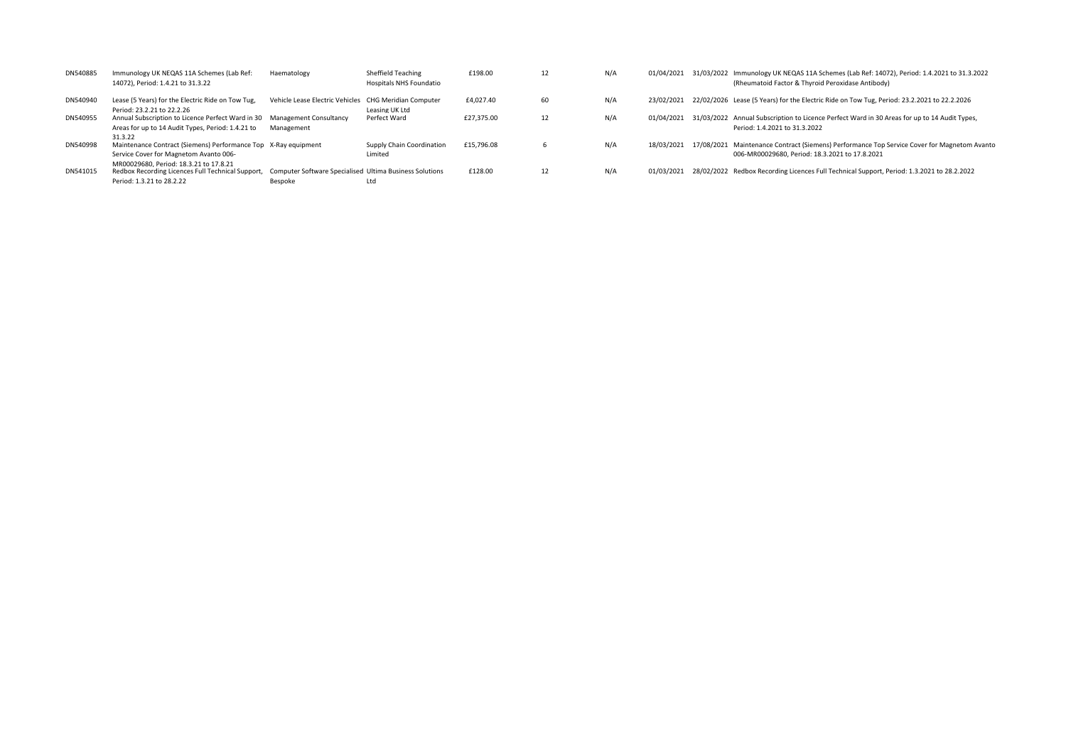| | | | | | | | | | |
|---|---|---|---|---|---|---|---|---|---|
| DN540885 | Immunology UK NEQAS 11A Schemes (Lab Ref: 14072), Period: 1.4.21 to 31.3.22 | Haematology | Sheffield Teaching Hospitals NHS Foundatio | £198.00 | 12 | N/A | 01/04/2021 | 31/03/2022 | Immunology UK NEQAS 11A Schemes (Lab Ref: 14072), Period: 1.4.2021 to 31.3.2022 (Rheumatoid Factor & Thyroid Peroxidase Antibody) |
| DN540940 | Lease (5 Years) for the Electric Ride on Tow Tug, Period: 23.2.21 to 22.2.26 | Vehicle Lease Electric Vehicles | CHG Meridian Computer Leasing UK Ltd | £4,027.40 | 60 | N/A | 23/02/2021 | 22/02/2026 | Lease (5 Years) for the Electric Ride on Tow Tug, Period: 23.2.2021 to 22.2.2026 |
| DN540955 | Annual Subscription to Licence Perfect Ward in 30 Areas for up to 14 Audit Types, Period: 1.4.21 to 31.3.22 | Management Consultancy Management | Perfect Ward | £27,375.00 | 12 | N/A | 01/04/2021 | 31/03/2022 | Annual Subscription to Licence Perfect Ward in 30 Areas for up to 14 Audit Types, Period: 1.4.2021 to 31.3.2022 |
| DN540998 | Maintenance Contract (Siemens) Performance Top Service Cover for Magnetom Avanto 006-MR00029680, Period: 18.3.21 to 17.8.21 | X-Ray equipment | Supply Chain Coordination Limited | £15,796.08 | 6 | N/A | 18/03/2021 | 17/08/2021 | Maintenance Contract (Siemens) Performance Top Service Cover for Magnetom Avanto 006-MR00029680, Period: 18.3.2021 to 17.8.2021 |
| DN541015 | Redbox Recording Licences Full Technical Support, Period: 1.3.21 to 28.2.22 | Computer Software Specialised Bespoke | Ultima Business Solutions Ltd | £128.00 | 12 | N/A | 01/03/2021 | 28/02/2022 | Redbox Recording Licences Full Technical Support, Period: 1.3.2021 to 28.2.2022 |